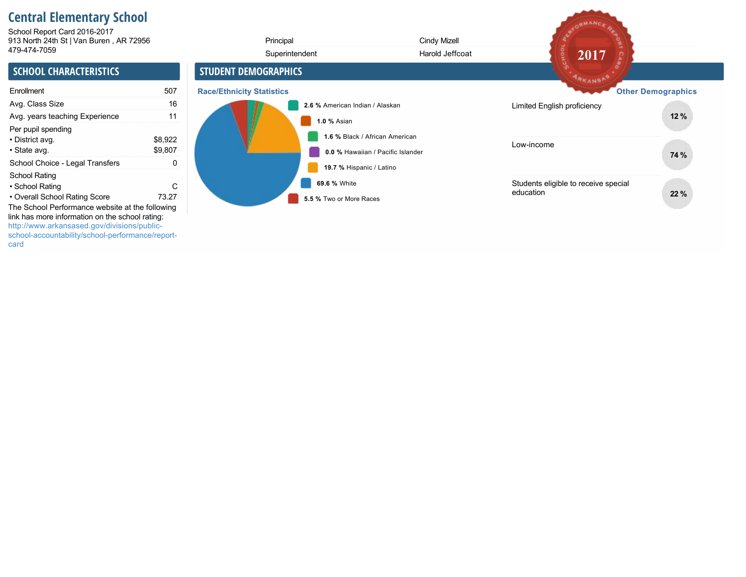# Central Elementary School

School Report Card 2016-2017
913 North 24th St | Van Buren , AR 72956
479-474-7059

| | |
|---|---|
| Principal | Cindy Mizell |
| Superintendent | Harold Jeffcoat |

## SCHOOL CHARACTERISTICS

| | |
|---|---|
| Enrollment | 507 |
| Avg. Class Size | 16 |
| Avg. years teaching Experience | 11 |
| Per pupil spending | |
| • District avg. | $8,922 |
| • State avg. | $9,807 |
| School Choice - Legal Transfers | 0 |
| School Rating | |
| • School Rating | C |
| • Overall School Rating Score | 73.27 |

The School Performance website at the following link has more information on the school rating: http://www.arkansased.gov/divisions/public-school-accountability/school-performance/report-card

## STUDENT DEMOGRAPHICS

### Race/Ethnicity Statistics

- 2.6 % American Indian / Alaskan
- 1.0 % Asian
- 1.6 % Black / African American
- 0.0 % Hawaiian / Pacific Islander
- 19.7 % Hispanic / Latino
- 69.6 % White
- 5.5 % Two or More Races

### Other Demographics

| | |
|---|---|
| Limited English proficiency | 12 % |
| Low-income | 74 % |
| Students eligible to receive special education | 22 % |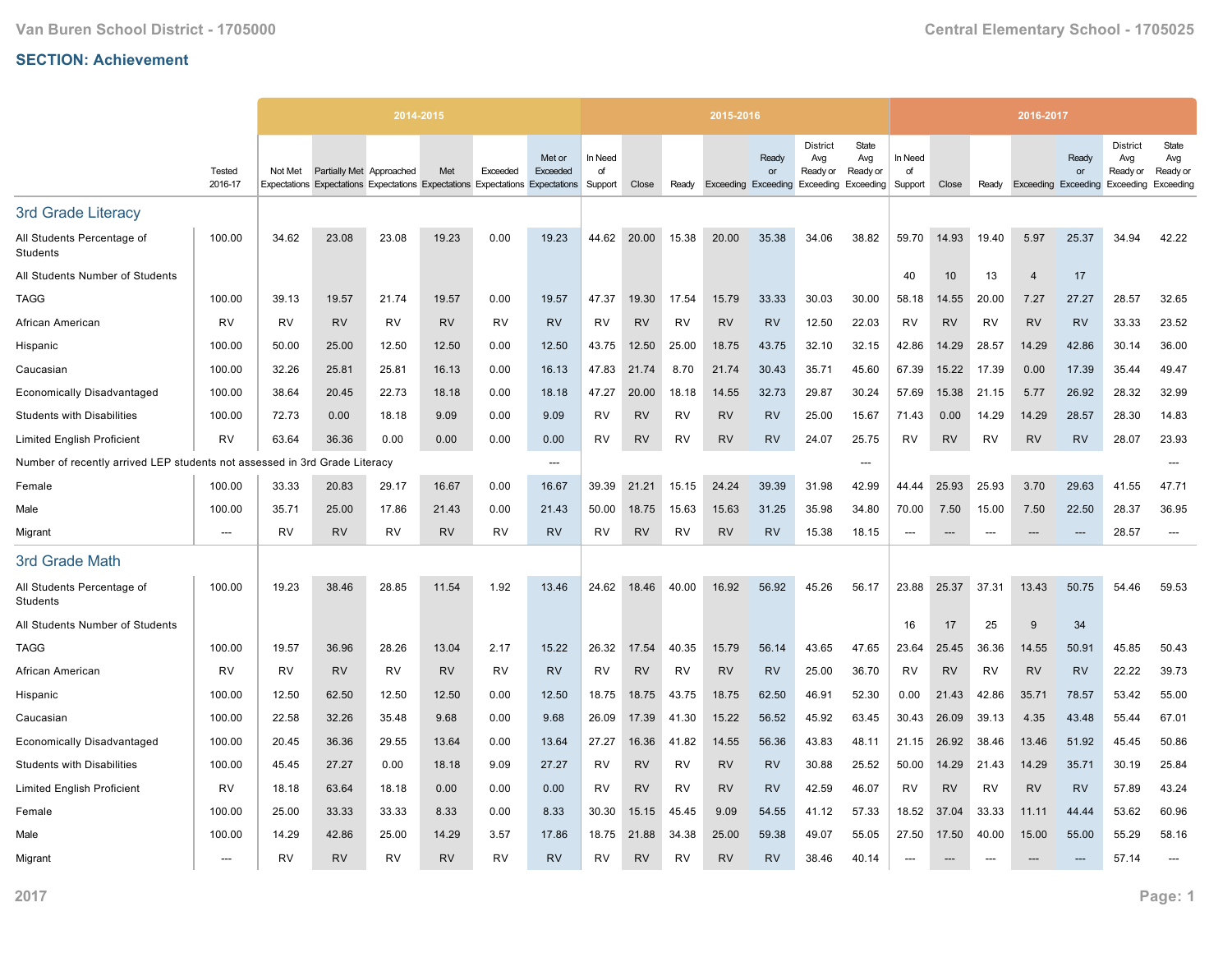Van Buren School District - 1705000 — Central Elementary School - 1705025

## SECTION: Achievement

| | Tested 2016-17 | 2014-2015 Not Met Expectations | 2014-2015 Partially Met Expectations | 2014-2015 Approached Expectations | 2014-2015 Met Expectations | 2014-2015 Exceeded Expectations | 2014-2015 Met or Exceeded Expectations | 2015-2016 In Need of Support | 2015-2016 Close | 2015-2016 Ready | 2015-2016 Exceeding | 2015-2016 Ready or Exceeding | 2015-2016 District Avg Ready or Exceeding | 2015-2016 State Avg Ready or Exceeding | 2016-2017 In Need of Support | 2016-2017 Close | 2016-2017 Ready | 2016-2017 Exceeding | 2016-2017 Ready or Exceeding | 2016-2017 District Avg Ready or Exceeding | 2016-2017 State Avg Ready or Exceeding |
|---|---|---|---|---|---|---|---|---|---|---|---|---|---|---|---|---|---|---|---|---|---|
| **3rd Grade Literacy** | | | | | | | | | | | | | | | | | | | | | |
| All Students Percentage of Students | 100.00 | 34.62 | 23.08 | 23.08 | 19.23 | 0.00 | 19.23 | 44.62 | 20.00 | 15.38 | 20.00 | 35.38 | 34.06 | 38.82 | 59.70 | 14.93 | 19.40 | 5.97 | 25.37 | 34.94 | 42.22 |
| All Students Number of Students | | | | | | | | | | | | | | | 40 | 10 | 13 | 4 | 17 | | |
| TAGG | 100.00 | 39.13 | 19.57 | 21.74 | 19.57 | 0.00 | 19.57 | 47.37 | 19.30 | 17.54 | 15.79 | 33.33 | 30.03 | 30.00 | 58.18 | 14.55 | 20.00 | 7.27 | 27.27 | 28.57 | 32.65 |
| African American | RV | RV | RV | RV | RV | RV | RV | RV | RV | RV | RV | RV | 12.50 | 22.03 | RV | RV | RV | RV | RV | 33.33 | 23.52 |
| Hispanic | 100.00 | 50.00 | 25.00 | 12.50 | 12.50 | 0.00 | 12.50 | 43.75 | 12.50 | 25.00 | 18.75 | 43.75 | 32.10 | 32.15 | 42.86 | 14.29 | 28.57 | 14.29 | 42.86 | 30.14 | 36.00 |
| Caucasian | 100.00 | 32.26 | 25.81 | 25.81 | 16.13 | 0.00 | 16.13 | 47.83 | 21.74 | 8.70 | 21.74 | 30.43 | 35.71 | 45.60 | 67.39 | 15.22 | 17.39 | 0.00 | 17.39 | 35.44 | 49.47 |
| Economically Disadvantaged | 100.00 | 38.64 | 20.45 | 22.73 | 18.18 | 0.00 | 18.18 | 47.27 | 20.00 | 18.18 | 14.55 | 32.73 | 29.87 | 30.24 | 57.69 | 15.38 | 21.15 | 5.77 | 26.92 | 28.32 | 32.99 |
| Students with Disabilities | 100.00 | 72.73 | 0.00 | 18.18 | 9.09 | 0.00 | 9.09 | RV | RV | RV | RV | RV | 25.00 | 15.67 | 71.43 | 0.00 | 14.29 | 14.29 | 28.57 | 28.30 | 14.83 |
| Limited English Proficient | RV | 63.64 | 36.36 | 0.00 | 0.00 | 0.00 | 0.00 | RV | RV | RV | RV | RV | 24.07 | 25.75 | RV | RV | RV | RV | RV | 28.07 | 23.93 |
| Number of recently arrived LEP students not assessed in 3rd Grade Literacy | | | | | | | --- | | | | | | | --- | | | | | | | --- |
| Female | 100.00 | 33.33 | 20.83 | 29.17 | 16.67 | 0.00 | 16.67 | 39.39 | 21.21 | 15.15 | 24.24 | 39.39 | 31.98 | 42.99 | 44.44 | 25.93 | 25.93 | 3.70 | 29.63 | 41.55 | 47.71 |
| Male | 100.00 | 35.71 | 25.00 | 17.86 | 21.43 | 0.00 | 21.43 | 50.00 | 18.75 | 15.63 | 15.63 | 31.25 | 35.98 | 34.80 | 70.00 | 7.50 | 15.00 | 7.50 | 22.50 | 28.37 | 36.95 |
| Migrant | --- | RV | RV | RV | RV | RV | RV | RV | RV | RV | RV | RV | 15.38 | 18.15 | --- | --- | --- | --- | --- | 28.57 | --- |
| **3rd Grade Math** | | | | | | | | | | | | | | | | | | | | | |
| All Students Percentage of Students | 100.00 | 19.23 | 38.46 | 28.85 | 11.54 | 1.92 | 13.46 | 24.62 | 18.46 | 40.00 | 16.92 | 56.92 | 45.26 | 56.17 | 23.88 | 25.37 | 37.31 | 13.43 | 50.75 | 54.46 | 59.53 |
| All Students Number of Students | | | | | | | | | | | | | | | 16 | 17 | 25 | 9 | 34 | | |
| TAGG | 100.00 | 19.57 | 36.96 | 28.26 | 13.04 | 2.17 | 15.22 | 26.32 | 17.54 | 40.35 | 15.79 | 56.14 | 43.65 | 47.65 | 23.64 | 25.45 | 36.36 | 14.55 | 50.91 | 45.85 | 50.43 |
| African American | RV | RV | RV | RV | RV | RV | RV | RV | RV | RV | RV | RV | 25.00 | 36.70 | RV | RV | RV | RV | RV | 22.22 | 39.73 |
| Hispanic | 100.00 | 12.50 | 62.50 | 12.50 | 12.50 | 0.00 | 12.50 | 18.75 | 18.75 | 43.75 | 18.75 | 62.50 | 46.91 | 52.30 | 0.00 | 21.43 | 42.86 | 35.71 | 78.57 | 53.42 | 55.00 |
| Caucasian | 100.00 | 22.58 | 32.26 | 35.48 | 9.68 | 0.00 | 9.68 | 26.09 | 17.39 | 41.30 | 15.22 | 56.52 | 45.92 | 63.45 | 30.43 | 26.09 | 39.13 | 4.35 | 43.48 | 55.44 | 67.01 |
| Economically Disadvantaged | 100.00 | 20.45 | 36.36 | 29.55 | 13.64 | 0.00 | 13.64 | 27.27 | 16.36 | 41.82 | 14.55 | 56.36 | 43.83 | 48.11 | 21.15 | 26.92 | 38.46 | 13.46 | 51.92 | 45.45 | 50.86 |
| Students with Disabilities | 100.00 | 45.45 | 27.27 | 0.00 | 18.18 | 9.09 | 27.27 | RV | RV | RV | RV | RV | 30.88 | 25.52 | 50.00 | 14.29 | 21.43 | 14.29 | 35.71 | 30.19 | 25.84 |
| Limited English Proficient | RV | 18.18 | 63.64 | 18.18 | 0.00 | 0.00 | 0.00 | RV | RV | RV | RV | RV | 42.59 | 46.07 | RV | RV | RV | RV | RV | 57.89 | 43.24 |
| Female | 100.00 | 25.00 | 33.33 | 33.33 | 8.33 | 0.00 | 8.33 | 30.30 | 15.15 | 45.45 | 9.09 | 54.55 | 41.12 | 57.33 | 18.52 | 37.04 | 33.33 | 11.11 | 44.44 | 53.62 | 60.96 |
| Male | 100.00 | 14.29 | 42.86 | 25.00 | 14.29 | 3.57 | 17.86 | 18.75 | 21.88 | 34.38 | 25.00 | 59.38 | 49.07 | 55.05 | 27.50 | 17.50 | 40.00 | 15.00 | 55.00 | 55.29 | 58.16 |
| Migrant | --- | RV | RV | RV | RV | RV | RV | RV | RV | RV | RV | RV | 38.46 | 40.14 | --- | --- | --- | --- | --- | 57.14 | --- |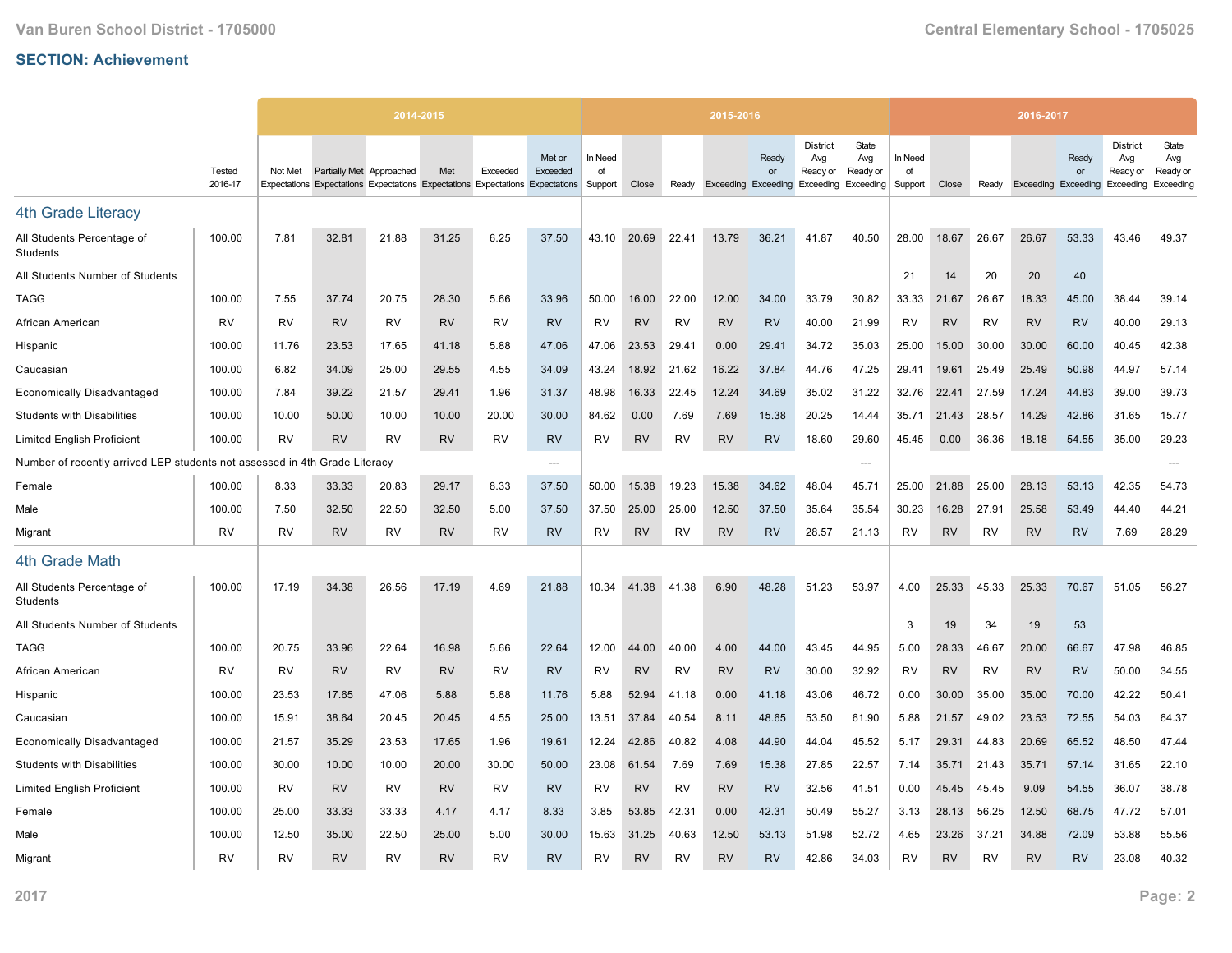## SECTION: Achievement

| | Tested 2016-17 | 2014-2015 | | | | | | 2015-2016 | | | | | | | 2016-2017 | | | | | | |
|---|---|---|---|---|---|---|---|---|---|---|---|---|---|---|---|---|---|---|---|---|---|
| | | Not Met Expectations | Partially Met Expectations | Approached Expectations | Met Expectations | Exceeded Expectations | Met or Exceeded Expectations | In Need of Support | Close | Ready | Exceeding | Ready or Exceeding | District Avg Ready or Exceeding | State Avg Ready or Exceeding | In Need of Support | Close | Ready | Exceeding | Ready or Exceeding | District Avg Ready or Exceeding | State Avg Ready or Exceeding |
| **4th Grade Literacy** | | | | | | | | | | | | | | | | | | | | | |
| All Students Percentage of Students | 100.00 | 7.81 | 32.81 | 21.88 | 31.25 | 6.25 | 37.50 | 43.10 | 20.69 | 22.41 | 13.79 | 36.21 | 41.87 | 40.50 | 28.00 | 18.67 | 26.67 | 26.67 | 53.33 | 43.46 | 49.37 |
| All Students Number of Students | | | | | | | | | | | | | | | 21 | 14 | 20 | 20 | 40 | | |
| TAGG | 100.00 | 7.55 | 37.74 | 20.75 | 28.30 | 5.66 | 33.96 | 50.00 | 16.00 | 22.00 | 12.00 | 34.00 | 33.79 | 30.82 | 33.33 | 21.67 | 26.67 | 18.33 | 45.00 | 38.44 | 39.14 |
| African American | RV | RV | RV | RV | RV | RV | RV | RV | RV | RV | RV | RV | 40.00 | 21.99 | RV | RV | RV | RV | RV | 40.00 | 29.13 |
| Hispanic | 100.00 | 11.76 | 23.53 | 17.65 | 41.18 | 5.88 | 47.06 | 47.06 | 23.53 | 29.41 | 0.00 | 29.41 | 34.72 | 35.03 | 25.00 | 15.00 | 30.00 | 30.00 | 60.00 | 40.45 | 42.38 |
| Caucasian | 100.00 | 6.82 | 34.09 | 25.00 | 29.55 | 4.55 | 34.09 | 43.24 | 18.92 | 21.62 | 16.22 | 37.84 | 44.76 | 47.25 | 29.41 | 19.61 | 25.49 | 25.49 | 50.98 | 44.97 | 57.14 |
| Economically Disadvantaged | 100.00 | 7.84 | 39.22 | 21.57 | 29.41 | 1.96 | 31.37 | 48.98 | 16.33 | 22.45 | 12.24 | 34.69 | 35.02 | 31.22 | 32.76 | 22.41 | 27.59 | 17.24 | 44.83 | 39.00 | 39.73 |
| Students with Disabilities | 100.00 | 10.00 | 50.00 | 10.00 | 10.00 | 20.00 | 30.00 | 84.62 | 0.00 | 7.69 | 7.69 | 15.38 | 20.25 | 14.44 | 35.71 | 21.43 | 28.57 | 14.29 | 42.86 | 31.65 | 15.77 |
| Limited English Proficient | 100.00 | RV | RV | RV | RV | RV | RV | RV | RV | RV | RV | RV | 18.60 | 29.60 | 45.45 | 0.00 | 36.36 | 18.18 | 54.55 | 35.00 | 29.23 |
| Number of recently arrived LEP students not assessed in 4th Grade Literacy | | | | | | | --- | | | | | | | --- | | | | | | | --- |
| Female | 100.00 | 8.33 | 33.33 | 20.83 | 29.17 | 8.33 | 37.50 | 50.00 | 15.38 | 19.23 | 15.38 | 34.62 | 48.04 | 45.71 | 25.00 | 21.88 | 25.00 | 28.13 | 53.13 | 42.35 | 54.73 |
| Male | 100.00 | 7.50 | 32.50 | 22.50 | 32.50 | 5.00 | 37.50 | 37.50 | 25.00 | 25.00 | 12.50 | 37.50 | 35.64 | 35.54 | 30.23 | 16.28 | 27.91 | 25.58 | 53.49 | 44.40 | 44.21 |
| Migrant | RV | RV | RV | RV | RV | RV | RV | RV | RV | RV | RV | RV | 28.57 | 21.13 | RV | RV | RV | RV | RV | 7.69 | 28.29 |
| **4th Grade Math** | | | | | | | | | | | | | | | | | | | | | |
| All Students Percentage of Students | 100.00 | 17.19 | 34.38 | 26.56 | 17.19 | 4.69 | 21.88 | 10.34 | 41.38 | 41.38 | 6.90 | 48.28 | 51.23 | 53.97 | 4.00 | 25.33 | 45.33 | 25.33 | 70.67 | 51.05 | 56.27 |
| All Students Number of Students | | | | | | | | | | | | | | | 3 | 19 | 34 | 19 | 53 | | |
| TAGG | 100.00 | 20.75 | 33.96 | 22.64 | 16.98 | 5.66 | 22.64 | 12.00 | 44.00 | 40.00 | 4.00 | 44.00 | 43.45 | 44.95 | 5.00 | 28.33 | 46.67 | 20.00 | 66.67 | 47.98 | 46.85 |
| African American | RV | RV | RV | RV | RV | RV | RV | RV | RV | RV | RV | RV | 30.00 | 32.92 | RV | RV | RV | RV | RV | 50.00 | 34.55 |
| Hispanic | 100.00 | 23.53 | 17.65 | 47.06 | 5.88 | 5.88 | 11.76 | 5.88 | 52.94 | 41.18 | 0.00 | 41.18 | 43.06 | 46.72 | 0.00 | 30.00 | 35.00 | 35.00 | 70.00 | 42.22 | 50.41 |
| Caucasian | 100.00 | 15.91 | 38.64 | 20.45 | 20.45 | 4.55 | 25.00 | 13.51 | 37.84 | 40.54 | 8.11 | 48.65 | 53.50 | 61.90 | 5.88 | 21.57 | 49.02 | 23.53 | 72.55 | 54.03 | 64.37 |
| Economically Disadvantaged | 100.00 | 21.57 | 35.29 | 23.53 | 17.65 | 1.96 | 19.61 | 12.24 | 42.86 | 40.82 | 4.08 | 44.90 | 44.04 | 45.52 | 5.17 | 29.31 | 44.83 | 20.69 | 65.52 | 48.50 | 47.44 |
| Students with Disabilities | 100.00 | 30.00 | 10.00 | 10.00 | 20.00 | 30.00 | 50.00 | 23.08 | 61.54 | 7.69 | 7.69 | 15.38 | 27.85 | 22.57 | 7.14 | 35.71 | 21.43 | 35.71 | 57.14 | 31.65 | 22.10 |
| Limited English Proficient | 100.00 | RV | RV | RV | RV | RV | RV | RV | RV | RV | RV | RV | 32.56 | 41.51 | 0.00 | 45.45 | 45.45 | 9.09 | 54.55 | 36.07 | 38.78 |
| Female | 100.00 | 25.00 | 33.33 | 33.33 | 4.17 | 4.17 | 8.33 | 3.85 | 53.85 | 42.31 | 0.00 | 42.31 | 50.49 | 55.27 | 3.13 | 28.13 | 56.25 | 12.50 | 68.75 | 47.72 | 57.01 |
| Male | 100.00 | 12.50 | 35.00 | 22.50 | 25.00 | 5.00 | 30.00 | 15.63 | 31.25 | 40.63 | 12.50 | 53.13 | 51.98 | 52.72 | 4.65 | 23.26 | 37.21 | 34.88 | 72.09 | 53.88 | 55.56 |
| Migrant | RV | RV | RV | RV | RV | RV | RV | RV | RV | RV | RV | RV | 42.86 | 34.03 | RV | RV | RV | RV | RV | 23.08 | 40.32 |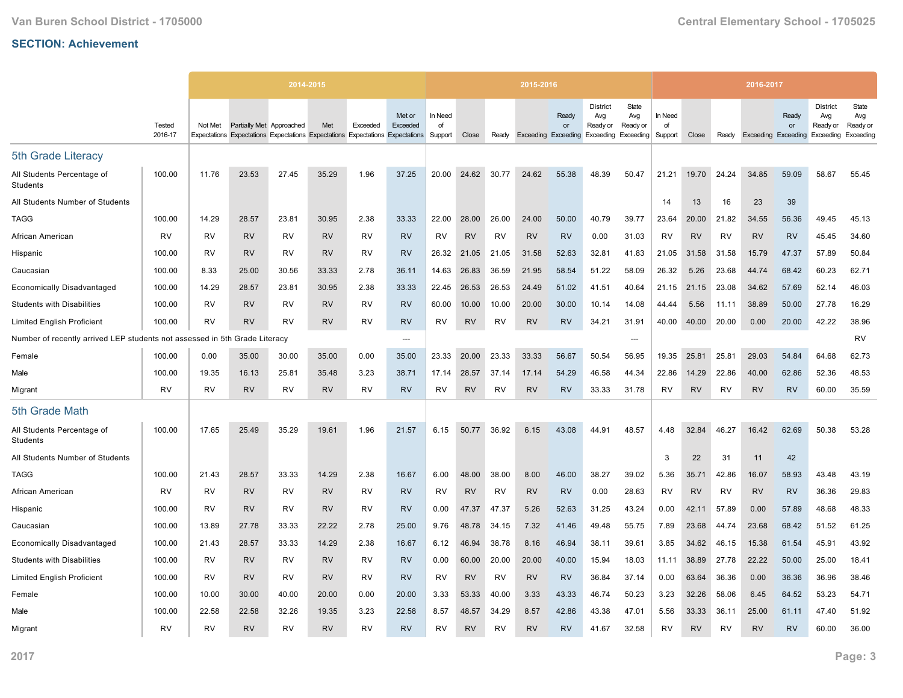## SECTION: Achievement

| | Tested 2016-17 | 2014-2015 | | | | | | 2015-2016 | | | | | | | 2016-2017 | | | | | | |
|---|---|---|---|---|---|---|---|---|---|---|---|---|---|---|---|---|---|---|---|---|---|
| | | Not Met Expectations | Partially Met Expectations | Approached Expectations | Met Expectations | Exceeded Expectations | Met or Exceeded Expectations | In Need of Support | Close | Ready | Exceeding | Ready or Exceeding | District Avg Ready or Exceeding | State Avg Ready or Exceeding | In Need of Support | Close | Ready | Exceeding | Ready or Exceeding | District Avg Ready or Exceeding | State Avg Ready or Exceeding |
| **5th Grade Literacy** | | | | | | | | | | | | | | | | | | | | | |
| All Students Percentage of Students | 100.00 | 11.76 | 23.53 | 27.45 | 35.29 | 1.96 | 37.25 | 20.00 | 24.62 | 30.77 | 24.62 | 55.38 | 48.39 | 50.47 | 21.21 | 19.70 | 24.24 | 34.85 | 59.09 | 58.67 | 55.45 |
| All Students Number of Students | | | | | | | | | | | | | | | 14 | 13 | 16 | 23 | 39 | | |
| TAGG | 100.00 | 14.29 | 28.57 | 23.81 | 30.95 | 2.38 | 33.33 | 22.00 | 28.00 | 26.00 | 24.00 | 50.00 | 40.79 | 39.77 | 23.64 | 20.00 | 21.82 | 34.55 | 56.36 | 49.45 | 45.13 |
| African American | RV | RV | RV | RV | RV | RV | RV | RV | RV | RV | RV | RV | 0.00 | 31.03 | RV | RV | RV | RV | RV | 45.45 | 34.60 |
| Hispanic | 100.00 | RV | RV | RV | RV | RV | RV | 26.32 | 21.05 | 21.05 | 31.58 | 52.63 | 32.81 | 41.83 | 21.05 | 31.58 | 31.58 | 15.79 | 47.37 | 57.89 | 50.84 |
| Caucasian | 100.00 | 8.33 | 25.00 | 30.56 | 33.33 | 2.78 | 36.11 | 14.63 | 26.83 | 36.59 | 21.95 | 58.54 | 51.22 | 58.09 | 26.32 | 5.26 | 23.68 | 44.74 | 68.42 | 60.23 | 62.71 |
| Economically Disadvantaged | 100.00 | 14.29 | 28.57 | 23.81 | 30.95 | 2.38 | 33.33 | 22.45 | 26.53 | 26.53 | 24.49 | 51.02 | 41.51 | 40.64 | 21.15 | 21.15 | 23.08 | 34.62 | 57.69 | 52.14 | 46.03 |
| Students with Disabilities | 100.00 | RV | RV | RV | RV | RV | RV | 60.00 | 10.00 | 10.00 | 20.00 | 30.00 | 10.14 | 14.08 | 44.44 | 5.56 | 11.11 | 38.89 | 50.00 | 27.78 | 16.29 |
| Limited English Proficient | 100.00 | RV | RV | RV | RV | RV | RV | RV | RV | RV | RV | RV | 34.21 | 31.91 | 40.00 | 40.00 | 20.00 | 0.00 | 20.00 | 42.22 | 38.96 |
| Number of recently arrived LEP students not assessed in 5th Grade Literacy | | | | | | | --- | | | | | | | --- | | | | | | | RV |
| Female | 100.00 | 0.00 | 35.00 | 30.00 | 35.00 | 0.00 | 35.00 | 23.33 | 20.00 | 23.33 | 33.33 | 56.67 | 50.54 | 56.95 | 19.35 | 25.81 | 25.81 | 29.03 | 54.84 | 64.68 | 62.73 |
| Male | 100.00 | 19.35 | 16.13 | 25.81 | 35.48 | 3.23 | 38.71 | 17.14 | 28.57 | 37.14 | 17.14 | 54.29 | 46.58 | 44.34 | 22.86 | 14.29 | 22.86 | 40.00 | 62.86 | 52.36 | 48.53 |
| Migrant | RV | RV | RV | RV | RV | RV | RV | RV | RV | RV | RV | RV | 33.33 | 31.78 | RV | RV | RV | RV | RV | 60.00 | 35.59 |
| **5th Grade Math** | | | | | | | | | | | | | | | | | | | | | |
| All Students Percentage of Students | 100.00 | 17.65 | 25.49 | 35.29 | 19.61 | 1.96 | 21.57 | 6.15 | 50.77 | 36.92 | 6.15 | 43.08 | 44.91 | 48.57 | 4.48 | 32.84 | 46.27 | 16.42 | 62.69 | 50.38 | 53.28 |
| All Students Number of Students | | | | | | | | | | | | | | | 3 | 22 | 31 | 11 | 42 | | |
| TAGG | 100.00 | 21.43 | 28.57 | 33.33 | 14.29 | 2.38 | 16.67 | 6.00 | 48.00 | 38.00 | 8.00 | 46.00 | 38.27 | 39.02 | 5.36 | 35.71 | 42.86 | 16.07 | 58.93 | 43.48 | 43.19 |
| African American | RV | RV | RV | RV | RV | RV | RV | RV | RV | RV | RV | RV | 0.00 | 28.63 | RV | RV | RV | RV | RV | 36.36 | 29.83 |
| Hispanic | 100.00 | RV | RV | RV | RV | RV | RV | 0.00 | 47.37 | 47.37 | 5.26 | 52.63 | 31.25 | 43.24 | 0.00 | 42.11 | 57.89 | 0.00 | 57.89 | 48.68 | 48.33 |
| Caucasian | 100.00 | 13.89 | 27.78 | 33.33 | 22.22 | 2.78 | 25.00 | 9.76 | 48.78 | 34.15 | 7.32 | 41.46 | 49.48 | 55.75 | 7.89 | 23.68 | 44.74 | 23.68 | 68.42 | 51.52 | 61.25 |
| Economically Disadvantaged | 100.00 | 21.43 | 28.57 | 33.33 | 14.29 | 2.38 | 16.67 | 6.12 | 46.94 | 38.78 | 8.16 | 46.94 | 38.11 | 39.61 | 3.85 | 34.62 | 46.15 | 15.38 | 61.54 | 45.91 | 43.92 |
| Students with Disabilities | 100.00 | RV | RV | RV | RV | RV | RV | 0.00 | 60.00 | 20.00 | 20.00 | 40.00 | 15.94 | 18.03 | 11.11 | 38.89 | 27.78 | 22.22 | 50.00 | 25.00 | 18.41 |
| Limited English Proficient | 100.00 | RV | RV | RV | RV | RV | RV | RV | RV | RV | RV | RV | 36.84 | 37.14 | 0.00 | 63.64 | 36.36 | 0.00 | 36.36 | 36.96 | 38.46 |
| Female | 100.00 | 10.00 | 30.00 | 40.00 | 20.00 | 0.00 | 20.00 | 3.33 | 53.33 | 40.00 | 3.33 | 43.33 | 46.74 | 50.23 | 3.23 | 32.26 | 58.06 | 6.45 | 64.52 | 53.23 | 54.71 |
| Male | 100.00 | 22.58 | 22.58 | 32.26 | 19.35 | 3.23 | 22.58 | 8.57 | 48.57 | 34.29 | 8.57 | 42.86 | 43.38 | 47.01 | 5.56 | 33.33 | 36.11 | 25.00 | 61.11 | 47.40 | 51.92 |
| Migrant | RV | RV | RV | RV | RV | RV | RV | RV | RV | RV | RV | RV | 41.67 | 32.58 | RV | RV | RV | RV | RV | 60.00 | 36.00 |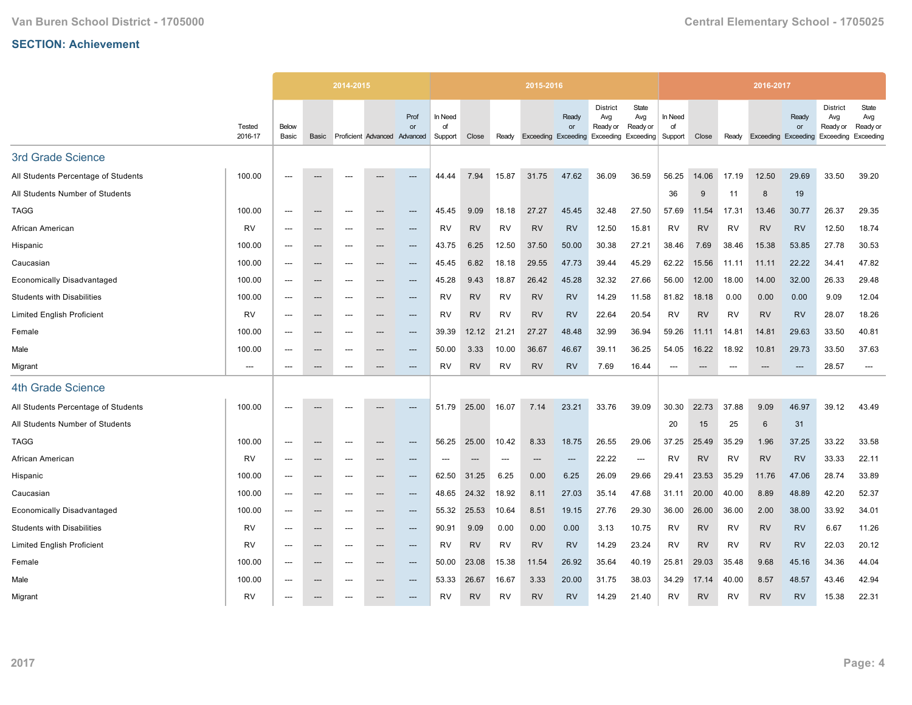## SECTION: Achievement

| | Tested 2016-17 | 2014-2015 | | | | | 2015-2016 | | | | | | | 2016-2017 | | | | | | |
|---|---|---|---|---|---|---|---|---|---|---|---|---|---|---|---|---|---|---|---|---|
| | | Below Basic | Basic | Proficient | Advanced | Prof or Advanced | In Need of Support | Close | Ready | Exceeding | Ready or Exceeding | District Avg Ready or Exceeding | State Avg Ready or Exceeding | In Need of Support | Close | Ready | Exceeding | Ready or Exceeding | District Avg Ready or Exceeding | State Avg Ready or Exceeding |
| **3rd Grade Science** | | | | | | | | | | | | | | | | | | | | |
| All Students Percentage of Students | 100.00 | --- | --- | --- | --- | --- | 44.44 | 7.94 | 15.87 | 31.75 | 47.62 | 36.09 | 36.59 | 56.25 | 14.06 | 17.19 | 12.50 | 29.69 | 33.50 | 39.20 |
| All Students Number of Students | | | | | | | | | | | | | | 36 | 9 | 11 | 8 | 19 | | |
| TAGG | 100.00 | --- | --- | --- | --- | --- | 45.45 | 9.09 | 18.18 | 27.27 | 45.45 | 32.48 | 27.50 | 57.69 | 11.54 | 17.31 | 13.46 | 30.77 | 26.37 | 29.35 |
| African American | RV | --- | --- | --- | --- | --- | RV | RV | RV | RV | RV | 12.50 | 15.81 | RV | RV | RV | RV | RV | 12.50 | 18.74 |
| Hispanic | 100.00 | --- | --- | --- | --- | --- | 43.75 | 6.25 | 12.50 | 37.50 | 50.00 | 30.38 | 27.21 | 38.46 | 7.69 | 38.46 | 15.38 | 53.85 | 27.78 | 30.53 |
| Caucasian | 100.00 | --- | --- | --- | --- | --- | 45.45 | 6.82 | 18.18 | 29.55 | 47.73 | 39.44 | 45.29 | 62.22 | 15.56 | 11.11 | 11.11 | 22.22 | 34.41 | 47.82 |
| Economically Disadvantaged | 100.00 | --- | --- | --- | --- | --- | 45.28 | 9.43 | 18.87 | 26.42 | 45.28 | 32.32 | 27.66 | 56.00 | 12.00 | 18.00 | 14.00 | 32.00 | 26.33 | 29.48 |
| Students with Disabilities | 100.00 | --- | --- | --- | --- | --- | RV | RV | RV | RV | RV | 14.29 | 11.58 | 81.82 | 18.18 | 0.00 | 0.00 | 0.00 | 9.09 | 12.04 |
| Limited English Proficient | RV | --- | --- | --- | --- | --- | RV | RV | RV | RV | RV | 22.64 | 20.54 | RV | RV | RV | RV | RV | 28.07 | 18.26 |
| Female | 100.00 | --- | --- | --- | --- | --- | 39.39 | 12.12 | 21.21 | 27.27 | 48.48 | 32.99 | 36.94 | 59.26 | 11.11 | 14.81 | 14.81 | 29.63 | 33.50 | 40.81 |
| Male | 100.00 | --- | --- | --- | --- | --- | 50.00 | 3.33 | 10.00 | 36.67 | 46.67 | 39.11 | 36.25 | 54.05 | 16.22 | 18.92 | 10.81 | 29.73 | 33.50 | 37.63 |
| Migrant | --- | --- | --- | --- | --- | --- | RV | RV | RV | RV | RV | 7.69 | 16.44 | --- | --- | --- | --- | --- | 28.57 | --- |
| **4th Grade Science** | | | | | | | | | | | | | | | | | | | | |
| All Students Percentage of Students | 100.00 | --- | --- | --- | --- | --- | 51.79 | 25.00 | 16.07 | 7.14 | 23.21 | 33.76 | 39.09 | 30.30 | 22.73 | 37.88 | 9.09 | 46.97 | 39.12 | 43.49 |
| All Students Number of Students | | | | | | | | | | | | | | 20 | 15 | 25 | 6 | 31 | | |
| TAGG | 100.00 | --- | --- | --- | --- | --- | 56.25 | 25.00 | 10.42 | 8.33 | 18.75 | 26.55 | 29.06 | 37.25 | 25.49 | 35.29 | 1.96 | 37.25 | 33.22 | 33.58 |
| African American | RV | --- | --- | --- | --- | --- | --- | --- | --- | --- | --- | 22.22 | --- | RV | RV | RV | RV | RV | 33.33 | 22.11 |
| Hispanic | 100.00 | --- | --- | --- | --- | --- | 62.50 | 31.25 | 6.25 | 0.00 | 6.25 | 26.09 | 29.66 | 29.41 | 23.53 | 35.29 | 11.76 | 47.06 | 28.74 | 33.89 |
| Caucasian | 100.00 | --- | --- | --- | --- | --- | 48.65 | 24.32 | 18.92 | 8.11 | 27.03 | 35.14 | 47.68 | 31.11 | 20.00 | 40.00 | 8.89 | 48.89 | 42.20 | 52.37 |
| Economically Disadvantaged | 100.00 | --- | --- | --- | --- | --- | 55.32 | 25.53 | 10.64 | 8.51 | 19.15 | 27.76 | 29.30 | 36.00 | 26.00 | 36.00 | 2.00 | 38.00 | 33.92 | 34.01 |
| Students with Disabilities | RV | --- | --- | --- | --- | --- | 90.91 | 9.09 | 0.00 | 0.00 | 0.00 | 3.13 | 10.75 | RV | RV | RV | RV | RV | 6.67 | 11.26 |
| Limited English Proficient | RV | --- | --- | --- | --- | --- | RV | RV | RV | RV | RV | 14.29 | 23.24 | RV | RV | RV | RV | RV | 22.03 | 20.12 |
| Female | 100.00 | --- | --- | --- | --- | --- | 50.00 | 23.08 | 15.38 | 11.54 | 26.92 | 35.64 | 40.19 | 25.81 | 29.03 | 35.48 | 9.68 | 45.16 | 34.36 | 44.04 |
| Male | 100.00 | --- | --- | --- | --- | --- | 53.33 | 26.67 | 16.67 | 3.33 | 20.00 | 31.75 | 38.03 | 34.29 | 17.14 | 40.00 | 8.57 | 48.57 | 43.46 | 42.94 |
| Migrant | RV | --- | --- | --- | --- | --- | RV | RV | RV | RV | RV | 14.29 | 21.40 | RV | RV | RV | RV | RV | 15.38 | 22.31 |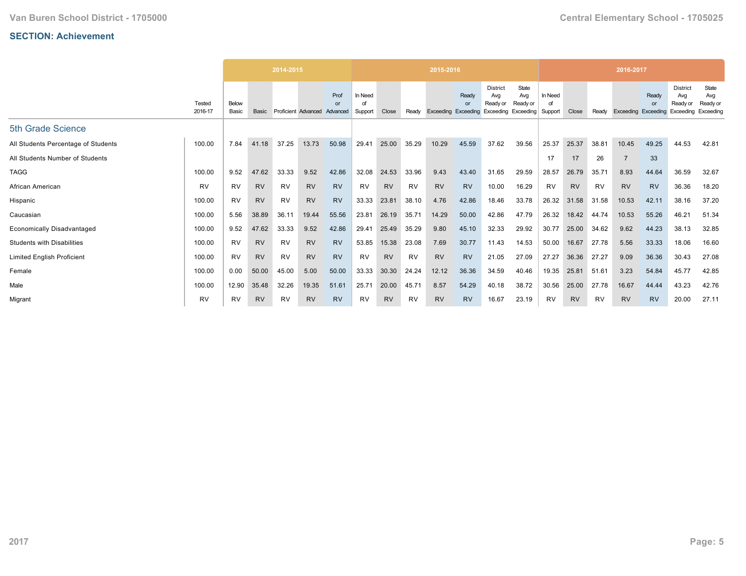## SECTION: Achievement

| | Tested 2016-17 | 2014-2015 | | | | | 2015-2016 | | | | | | | 2016-2017 | | | | | | |
|---|---|---|---|---|---|---|---|---|---|---|---|---|---|---|---|---|---|---|---|---|
| | | Below Basic | Basic | Proficient | Advanced | Prof or Advanced | In Need of Support | Close | Ready | Exceeding | Ready or Exceeding | District Avg Ready or Exceeding | State Avg Ready or Exceeding | In Need of Support | Close | Ready | Exceeding | Ready or Exceeding | District Avg Ready or Exceeding | State Avg Ready or Exceeding |
| **5th Grade Science** | | | | | | | | | | | | | | | | | | | | |
| All Students Percentage of Students | 100.00 | 7.84 | 41.18 | 37.25 | 13.73 | 50.98 | 29.41 | 25.00 | 35.29 | 10.29 | 45.59 | 37.62 | 39.56 | 25.37 | 25.37 | 38.81 | 10.45 | 49.25 | 44.53 | 42.81 |
| All Students Number of Students | | | | | | | | | | | | | | 17 | 17 | 26 | 7 | 33 | | |
| TAGG | 100.00 | 9.52 | 47.62 | 33.33 | 9.52 | 42.86 | 32.08 | 24.53 | 33.96 | 9.43 | 43.40 | 31.65 | 29.59 | 28.57 | 26.79 | 35.71 | 8.93 | 44.64 | 36.59 | 32.67 |
| African American | RV | RV | RV | RV | RV | RV | RV | RV | RV | RV | RV | 10.00 | 16.29 | RV | RV | RV | RV | RV | 36.36 | 18.20 |
| Hispanic | 100.00 | RV | RV | RV | RV | RV | 33.33 | 23.81 | 38.10 | 4.76 | 42.86 | 18.46 | 33.78 | 26.32 | 31.58 | 31.58 | 10.53 | 42.11 | 38.16 | 37.20 |
| Caucasian | 100.00 | 5.56 | 38.89 | 36.11 | 19.44 | 55.56 | 23.81 | 26.19 | 35.71 | 14.29 | 50.00 | 42.86 | 47.79 | 26.32 | 18.42 | 44.74 | 10.53 | 55.26 | 46.21 | 51.34 |
| Economically Disadvantaged | 100.00 | 9.52 | 47.62 | 33.33 | 9.52 | 42.86 | 29.41 | 25.49 | 35.29 | 9.80 | 45.10 | 32.33 | 29.92 | 30.77 | 25.00 | 34.62 | 9.62 | 44.23 | 38.13 | 32.85 |
| Students with Disabilities | 100.00 | RV | RV | RV | RV | RV | 53.85 | 15.38 | 23.08 | 7.69 | 30.77 | 11.43 | 14.53 | 50.00 | 16.67 | 27.78 | 5.56 | 33.33 | 18.06 | 16.60 |
| Limited English Proficient | 100.00 | RV | RV | RV | RV | RV | RV | RV | RV | RV | RV | 21.05 | 27.09 | 27.27 | 36.36 | 27.27 | 9.09 | 36.36 | 30.43 | 27.08 |
| Female | 100.00 | 0.00 | 50.00 | 45.00 | 5.00 | 50.00 | 33.33 | 30.30 | 24.24 | 12.12 | 36.36 | 34.59 | 40.46 | 19.35 | 25.81 | 51.61 | 3.23 | 54.84 | 45.77 | 42.85 |
| Male | 100.00 | 12.90 | 35.48 | 32.26 | 19.35 | 51.61 | 25.71 | 20.00 | 45.71 | 8.57 | 54.29 | 40.18 | 38.72 | 30.56 | 25.00 | 27.78 | 16.67 | 44.44 | 43.23 | 42.76 |
| Migrant | RV | RV | RV | RV | RV | RV | RV | RV | RV | RV | RV | 16.67 | 23.19 | RV | RV | RV | RV | RV | 20.00 | 27.11 |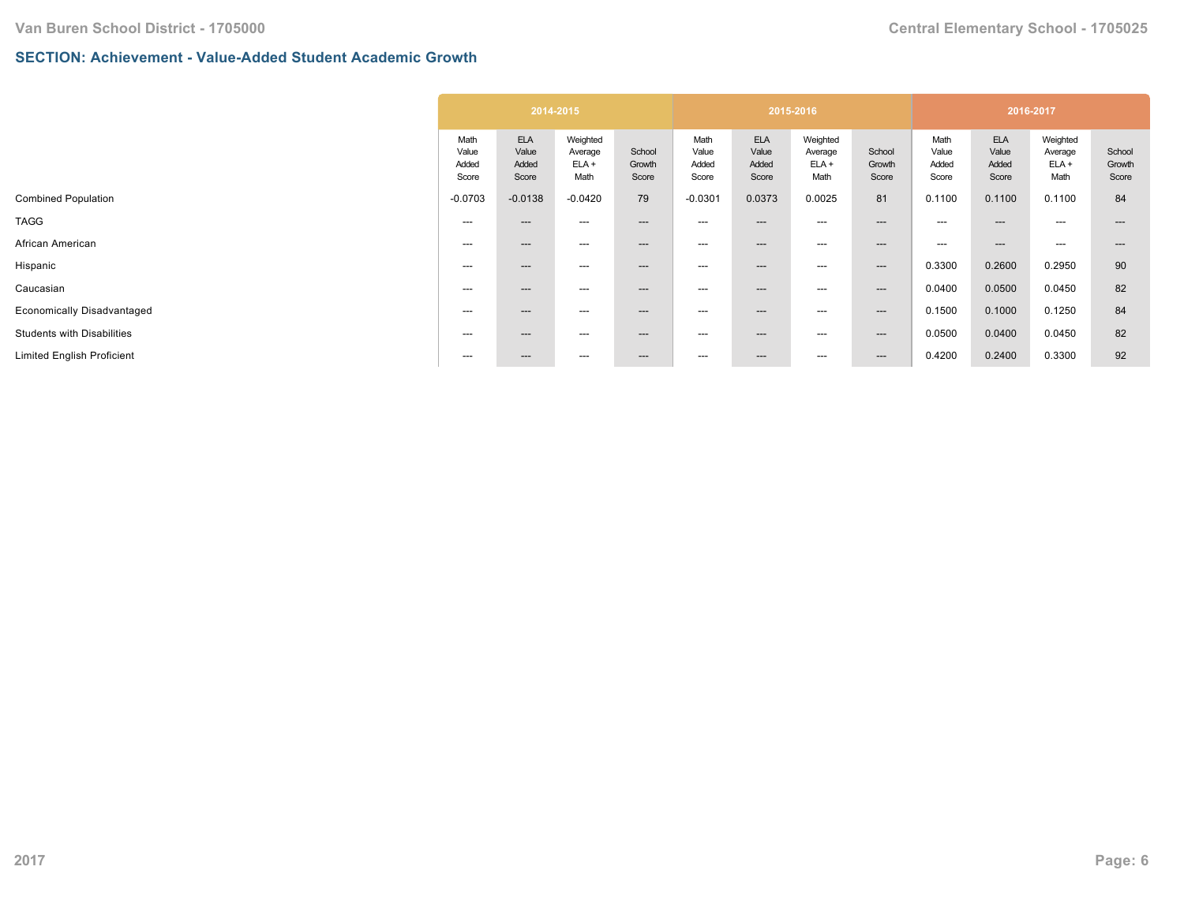## SECTION: Achievement - Value-Added Student Academic Growth

| | 2014-2015 | | | | 2015-2016 | | | | 2016-2017 | | | |
|---|---|---|---|---|---|---|---|---|---|---|---|---|
| | Math Value Added Score | ELA Value Added Score | Weighted Average ELA + Math | School Growth Score | Math Value Added Score | ELA Value Added Score | Weighted Average ELA + Math | School Growth Score | Math Value Added Score | ELA Value Added Score | Weighted Average ELA + Math | School Growth Score |
| Combined Population | -0.0703 | -0.0138 | -0.0420 | 79 | -0.0301 | 0.0373 | 0.0025 | 81 | 0.1100 | 0.1100 | 0.1100 | 84 |
| TAGG | --- | --- | --- | --- | --- | --- | --- | --- | --- | --- | --- | --- |
| African American | --- | --- | --- | --- | --- | --- | --- | --- | --- | --- | --- | --- |
| Hispanic | --- | --- | --- | --- | --- | --- | --- | --- | 0.3300 | 0.2600 | 0.2950 | 90 |
| Caucasian | --- | --- | --- | --- | --- | --- | --- | --- | 0.0400 | 0.0500 | 0.0450 | 82 |
| Economically Disadvantaged | --- | --- | --- | --- | --- | --- | --- | --- | 0.1500 | 0.1000 | 0.1250 | 84 |
| Students with Disabilities | --- | --- | --- | --- | --- | --- | --- | --- | 0.0500 | 0.0400 | 0.0450 | 82 |
| Limited English Proficient | --- | --- | --- | --- | --- | --- | --- | --- | 0.4200 | 0.2400 | 0.3300 | 92 |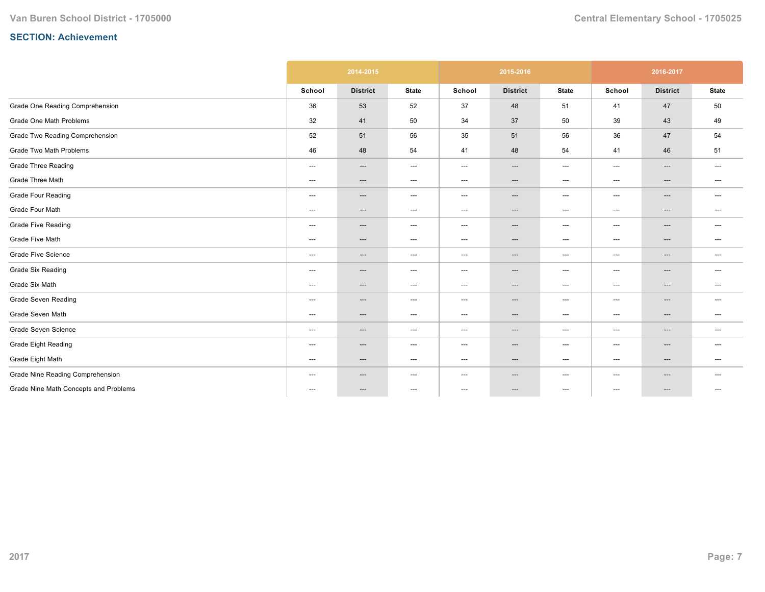## SECTION: Achievement

| | 2014-2015 | | | 2015-2016 | | | 2016-2017 | | |
|---|---|---|---|---|---|---|---|---|---|
| | School | District | State | School | District | State | School | District | State |
| Grade One Reading Comprehension | 36 | 53 | 52 | 37 | 48 | 51 | 41 | 47 | 50 |
| Grade One Math Problems | 32 | 41 | 50 | 34 | 37 | 50 | 39 | 43 | 49 |
| Grade Two Reading Comprehension | 52 | 51 | 56 | 35 | 51 | 56 | 36 | 47 | 54 |
| Grade Two Math Problems | 46 | 48 | 54 | 41 | 48 | 54 | 41 | 46 | 51 |
| Grade Three Reading | --- | --- | --- | --- | --- | --- | --- | --- | --- |
| Grade Three Math | --- | --- | --- | --- | --- | --- | --- | --- | --- |
| Grade Four Reading | --- | --- | --- | --- | --- | --- | --- | --- | --- |
| Grade Four Math | --- | --- | --- | --- | --- | --- | --- | --- | --- |
| Grade Five Reading | --- | --- | --- | --- | --- | --- | --- | --- | --- |
| Grade Five Math | --- | --- | --- | --- | --- | --- | --- | --- | --- |
| Grade Five Science | --- | --- | --- | --- | --- | --- | --- | --- | --- |
| Grade Six Reading | --- | --- | --- | --- | --- | --- | --- | --- | --- |
| Grade Six Math | --- | --- | --- | --- | --- | --- | --- | --- | --- |
| Grade Seven Reading | --- | --- | --- | --- | --- | --- | --- | --- | --- |
| Grade Seven Math | --- | --- | --- | --- | --- | --- | --- | --- | --- |
| Grade Seven Science | --- | --- | --- | --- | --- | --- | --- | --- | --- |
| Grade Eight Reading | --- | --- | --- | --- | --- | --- | --- | --- | --- |
| Grade Eight Math | --- | --- | --- | --- | --- | --- | --- | --- | --- |
| Grade Nine Reading Comprehension | --- | --- | --- | --- | --- | --- | --- | --- | --- |
| Grade Nine Math Concepts and Problems | --- | --- | --- | --- | --- | --- | --- | --- | --- |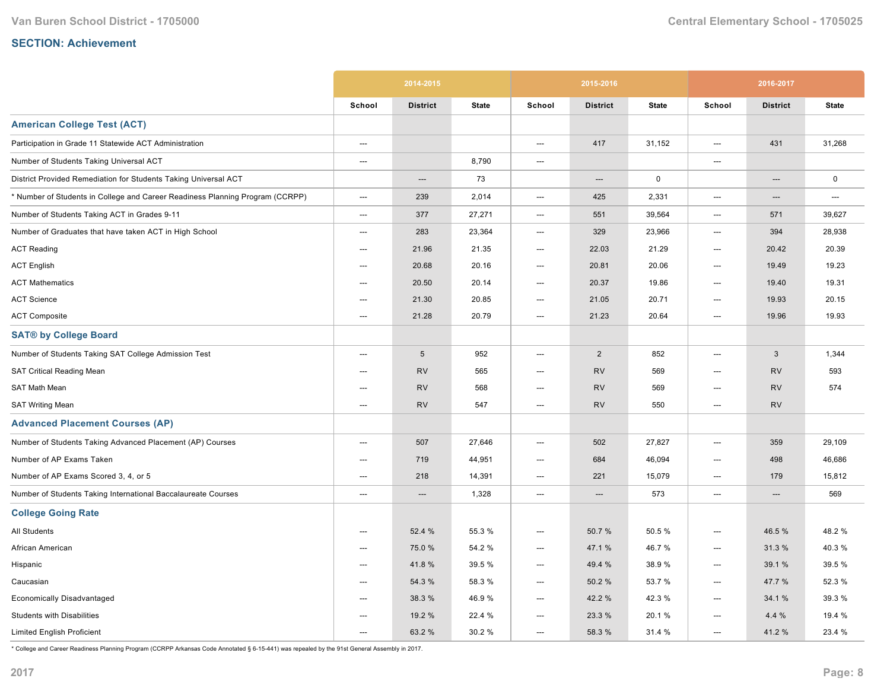## SECTION: Achievement

| | 2014-2015 | | | 2015-2016 | | | 2016-2017 | | |
|---|---|---|---|---|---|---|---|---|---|
| | School | District | State | School | District | State | School | District | State |
| **American College Test (ACT)** | | | | | | | | | |
| Participation in Grade 11 Statewide ACT Administration | --- | | | --- | 417 | 31,152 | --- | 431 | 31,268 |
| Number of Students Taking Universal ACT | --- | | 8,790 | --- | | | --- | | |
| District Provided Remediation for Students Taking Universal ACT | | --- | 73 | | --- | 0 | | --- | 0 |
| * Number of Students in College and Career Readiness Planning Program (CCRPP) | --- | 239 | 2,014 | --- | 425 | 2,331 | --- | --- | --- |
| Number of Students Taking ACT in Grades 9-11 | --- | 377 | 27,271 | --- | 551 | 39,564 | --- | 571 | 39,627 |
| Number of Graduates that have taken ACT in High School | --- | 283 | 23,364 | --- | 329 | 23,966 | --- | 394 | 28,938 |
| ACT Reading | --- | 21.96 | 21.35 | --- | 22.03 | 21.29 | --- | 20.42 | 20.39 |
| ACT English | --- | 20.68 | 20.16 | --- | 20.81 | 20.06 | --- | 19.49 | 19.23 |
| ACT Mathematics | --- | 20.50 | 20.14 | --- | 20.37 | 19.86 | --- | 19.40 | 19.31 |
| ACT Science | --- | 21.30 | 20.85 | --- | 21.05 | 20.71 | --- | 19.93 | 20.15 |
| ACT Composite | --- | 21.28 | 20.79 | --- | 21.23 | 20.64 | --- | 19.96 | 19.93 |
| **SAT® by College Board** | | | | | | | | | |
| Number of Students Taking SAT College Admission Test | --- | 5 | 952 | --- | 2 | 852 | --- | 3 | 1,344 |
| SAT Critical Reading Mean | --- | RV | 565 | --- | RV | 569 | --- | RV | 593 |
| SAT Math Mean | --- | RV | 568 | --- | RV | 569 | --- | RV | 574 |
| SAT Writing Mean | --- | RV | 547 | --- | RV | 550 | --- | RV | |
| **Advanced Placement Courses (AP)** | | | | | | | | | |
| Number of Students Taking Advanced Placement (AP) Courses | --- | 507 | 27,646 | --- | 502 | 27,827 | --- | 359 | 29,109 |
| Number of AP Exams Taken | --- | 719 | 44,951 | --- | 684 | 46,094 | --- | 498 | 46,686 |
| Number of AP Exams Scored 3, 4, or 5 | --- | 218 | 14,391 | --- | 221 | 15,079 | --- | 179 | 15,812 |
| Number of Students Taking International Baccalaureate Courses | --- | --- | 1,328 | --- | --- | 573 | --- | --- | 569 |
| **College Going Rate** | | | | | | | | | |
| All Students | --- | 52.4 % | 55.3 % | --- | 50.7 % | 50.5 % | --- | 46.5 % | 48.2 % |
| African American | --- | 75.0 % | 54.2 % | --- | 47.1 % | 46.7 % | --- | 31.3 % | 40.3 % |
| Hispanic | --- | 41.8 % | 39.5 % | --- | 49.4 % | 38.9 % | --- | 39.1 % | 39.5 % |
| Caucasian | --- | 54.3 % | 58.3 % | --- | 50.2 % | 53.7 % | --- | 47.7 % | 52.3 % |
| Economically Disadvantaged | --- | 38.3 % | 46.9 % | --- | 42.2 % | 42.3 % | --- | 34.1 % | 39.3 % |
| Students with Disabilities | --- | 19.2 % | 22.4 % | --- | 23.3 % | 20.1 % | --- | 4.4 % | 19.4 % |
| Limited English Proficient | --- | 63.2 % | 30.2 % | --- | 58.3 % | 31.4 % | --- | 41.2 % | 23.4 % |

* College and Career Readiness Planning Program (CCRPP Arkansas Code Annotated § 6-15-441) was repealed by the 91st General Assembly in 2017.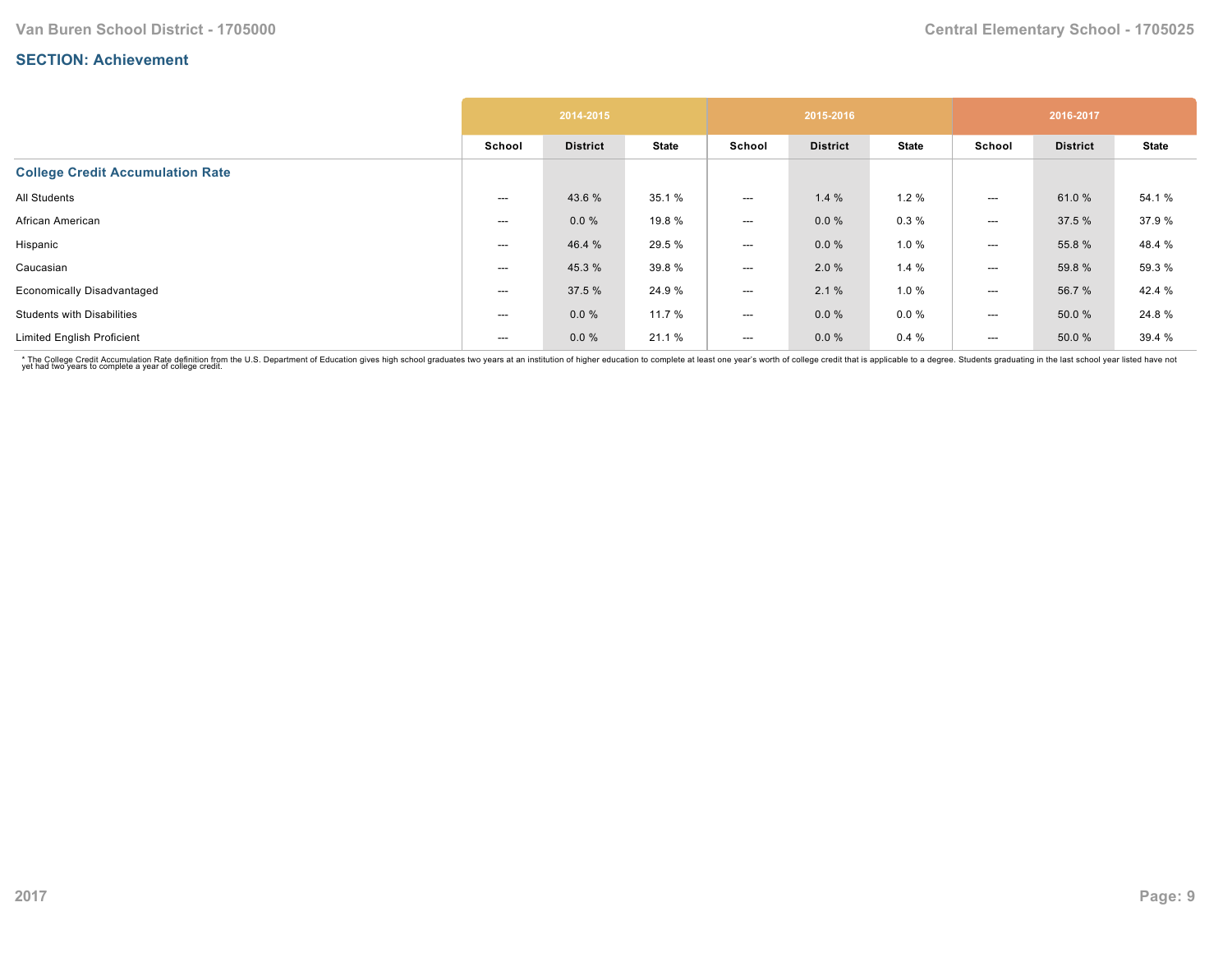## SECTION: Achievement

| | 2014-2015 | | | 2015-2016 | | | 2016-2017 | | |
|---|---|---|---|---|---|---|---|---|---|
| | School | District | State | School | District | State | School | District | State |
| **College Credit Accumulation Rate** | | | | | | | | | |
| All Students | --- | 43.6 % | 35.1 % | --- | 1.4 % | 1.2 % | --- | 61.0 % | 54.1 % |
| African American | --- | 0.0 % | 19.8 % | --- | 0.0 % | 0.3 % | --- | 37.5 % | 37.9 % |
| Hispanic | --- | 46.4 % | 29.5 % | --- | 0.0 % | 1.0 % | --- | 55.8 % | 48.4 % |
| Caucasian | --- | 45.3 % | 39.8 % | --- | 2.0 % | 1.4 % | --- | 59.8 % | 59.3 % |
| Economically Disadvantaged | --- | 37.5 % | 24.9 % | --- | 2.1 % | 1.0 % | --- | 56.7 % | 42.4 % |
| Students with Disabilities | --- | 0.0 % | 11.7 % | --- | 0.0 % | 0.0 % | --- | 50.0 % | 24.8 % |
| Limited English Proficient | --- | 0.0 % | 21.1 % | --- | 0.0 % | 0.4 % | --- | 50.0 % | 39.4 % |

* The College Credit Accumulation Rate definition from the U.S. Department of Education gives high school graduates two years at an institution of higher education to complete at least one year's worth of college credit that is applicable to a degree. Students graduating in the last school year listed have not yet had two years to complete a year of college credit.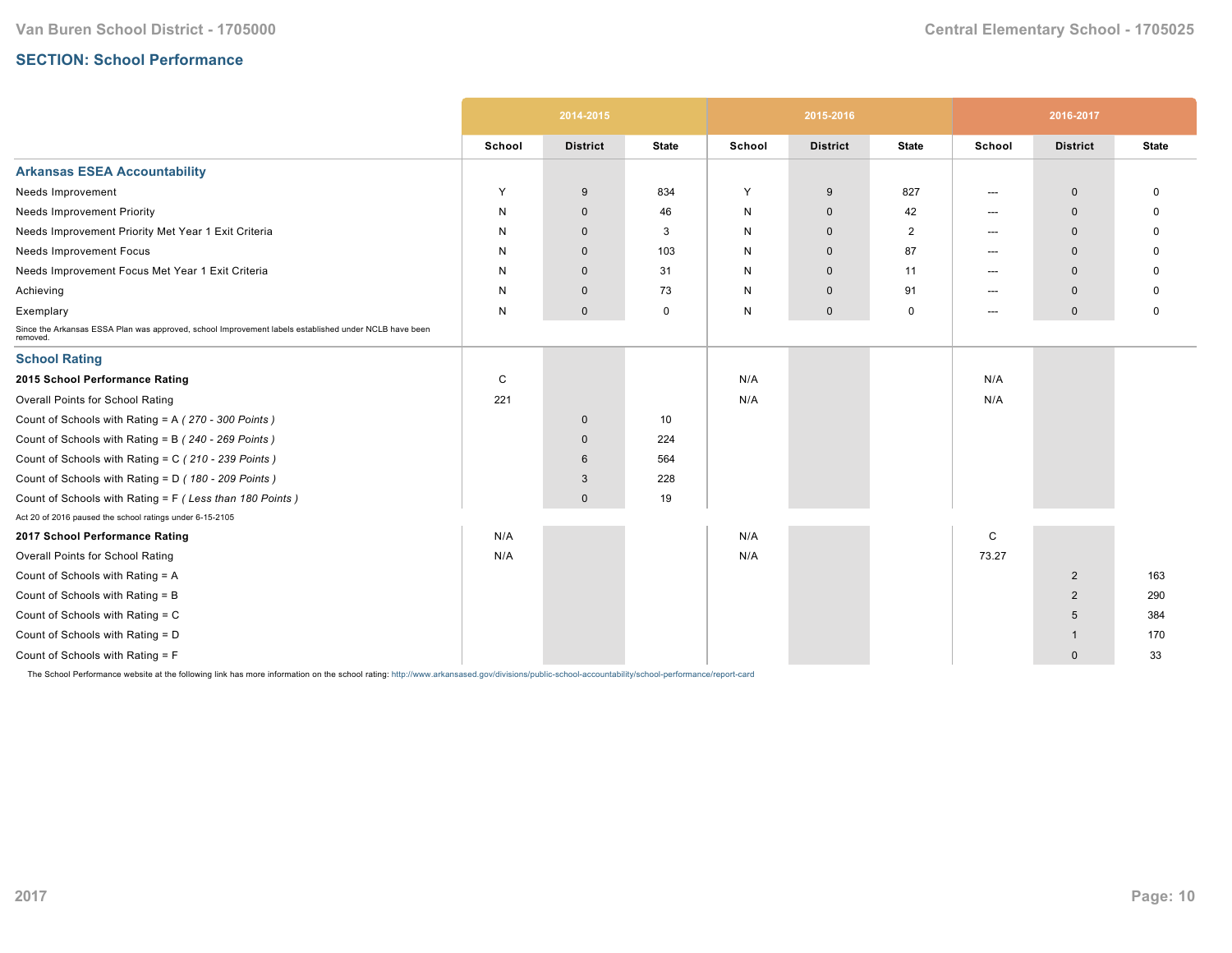## SECTION: School Performance

| | 2014-2015 | | | 2015-2016 | | | 2016-2017 | | |
|---|---|---|---|---|---|---|---|---|---|
| | School | District | State | School | District | State | School | District | State |
| **Arkansas ESEA Accountability** | | | | | | | | | |
| Needs Improvement | Y | 9 | 834 | Y | 9 | 827 | --- | 0 | 0 |
| Needs Improvement Priority | N | 0 | 46 | N | 0 | 42 | --- | 0 | 0 |
| Needs Improvement Priority Met Year 1 Exit Criteria | N | 0 | 3 | N | 0 | 2 | --- | 0 | 0 |
| Needs Improvement Focus | N | 0 | 103 | N | 0 | 87 | --- | 0 | 0 |
| Needs Improvement Focus Met Year 1 Exit Criteria | N | 0 | 31 | N | 0 | 11 | --- | 0 | 0 |
| Achieving | N | 0 | 73 | N | 0 | 91 | --- | 0 | 0 |
| Exemplary | N | 0 | 0 | N | 0 | 0 | --- | 0 | 0 |
| Since the Arkansas ESSA Plan was approved, school Improvement labels established under NCLB have been removed. | | | | | | | | | |
| **School Rating** | | | | | | | | | |
| **2015 School Performance Rating** | C | | | N/A | | | N/A | | |
| Overall Points for School Rating | 221 | | | N/A | | | N/A | | |
| Count of Schools with Rating = A *( 270 - 300 Points )* | | 0 | 10 | | | | | | |
| Count of Schools with Rating = B *( 240 - 269 Points )* | | 0 | 224 | | | | | | |
| Count of Schools with Rating = C *( 210 - 239 Points )* | | 6 | 564 | | | | | | |
| Count of Schools with Rating = D *( 180 - 209 Points )* | | 3 | 228 | | | | | | |
| Count of Schools with Rating = F *( Less than 180 Points )* | | 0 | 19 | | | | | | |
| Act 20 of 2016 paused the school ratings under 6-15-2105 | | | | | | | | | |
| **2017 School Performance Rating** | N/A | | | N/A | | | C | | |
| Overall Points for School Rating | N/A | | | N/A | | | 73.27 | | |
| Count of Schools with Rating = A | | | | | | | | 2 | 163 |
| Count of Schools with Rating = B | | | | | | | | 2 | 290 |
| Count of Schools with Rating = C | | | | | | | | 5 | 384 |
| Count of Schools with Rating = D | | | | | | | | 1 | 170 |
| Count of Schools with Rating = F | | | | | | | | 0 | 33 |

The School Performance website at the following link has more information on the school rating: http://www.arkansased.gov/divisions/public-school-accountability/school-performance/report-card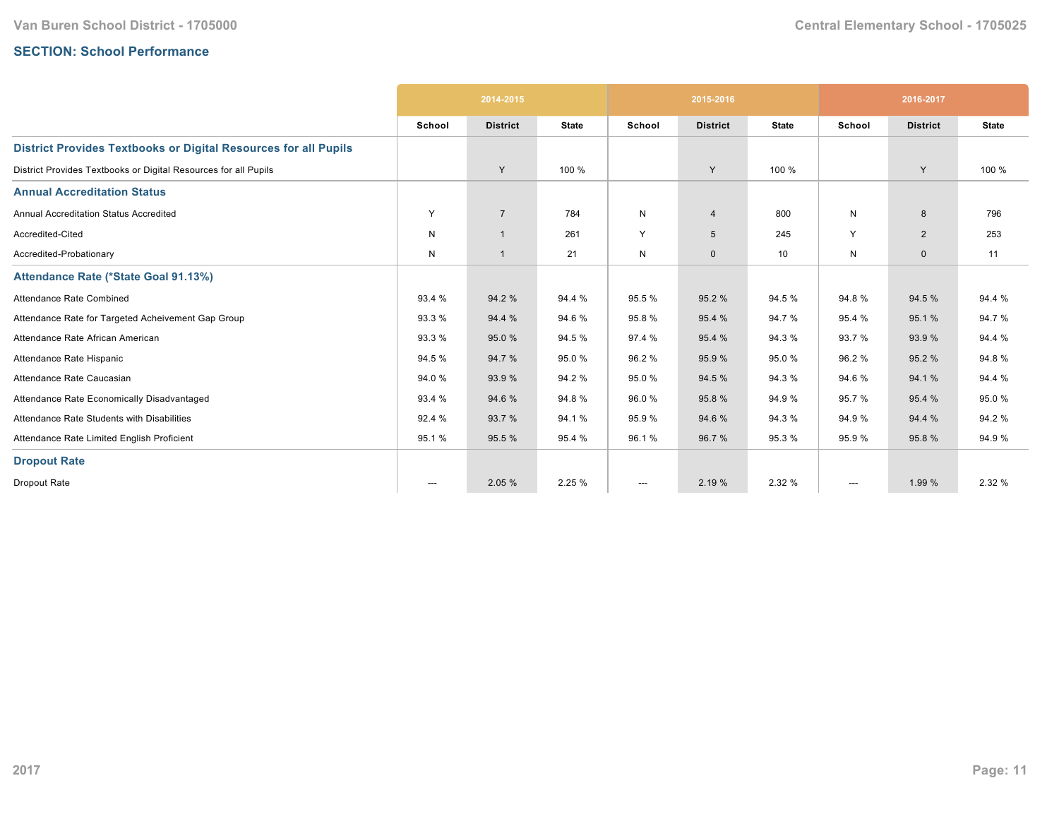## SECTION: School Performance

| | 2014-2015 | | | 2015-2016 | | | 2016-2017 | | |
|---|---|---|---|---|---|---|---|---|---|
| | School | District | State | School | District | State | School | District | State |
| **District Provides Textbooks or Digital Resources for all Pupils** | | | | | | | | | |
| District Provides Textbooks or Digital Resources for all Pupils | | Y | 100 % | | Y | 100 % | | Y | 100 % |
| **Annual Accreditation Status** | | | | | | | | | |
| Annual Accreditation Status Accredited | Y | 7 | 784 | N | 4 | 800 | N | 8 | 796 |
| Accredited-Cited | N | 1 | 261 | Y | 5 | 245 | Y | 2 | 253 |
| Accredited-Probationary | N | 1 | 21 | N | 0 | 10 | N | 0 | 11 |
| **Attendance Rate (*State Goal 91.13%)** | | | | | | | | | |
| Attendance Rate Combined | 93.4 % | 94.2 % | 94.4 % | 95.5 % | 95.2 % | 94.5 % | 94.8 % | 94.5 % | 94.4 % |
| Attendance Rate for Targeted Acheivement Gap Group | 93.3 % | 94.4 % | 94.6 % | 95.8 % | 95.4 % | 94.7 % | 95.4 % | 95.1 % | 94.7 % |
| Attendance Rate African American | 93.3 % | 95.0 % | 94.5 % | 97.4 % | 95.4 % | 94.3 % | 93.7 % | 93.9 % | 94.4 % |
| Attendance Rate Hispanic | 94.5 % | 94.7 % | 95.0 % | 96.2 % | 95.9 % | 95.0 % | 96.2 % | 95.2 % | 94.8 % |
| Attendance Rate Caucasian | 94.0 % | 93.9 % | 94.2 % | 95.0 % | 94.5 % | 94.3 % | 94.6 % | 94.1 % | 94.4 % |
| Attendance Rate Economically Disadvantaged | 93.4 % | 94.6 % | 94.8 % | 96.0 % | 95.8 % | 94.9 % | 95.7 % | 95.4 % | 95.0 % |
| Attendance Rate Students with Disabilities | 92.4 % | 93.7 % | 94.1 % | 95.9 % | 94.6 % | 94.3 % | 94.9 % | 94.4 % | 94.2 % |
| Attendance Rate Limited English Proficient | 95.1 % | 95.5 % | 95.4 % | 96.1 % | 96.7 % | 95.3 % | 95.9 % | 95.8 % | 94.9 % |
| **Dropout Rate** | | | | | | | | | |
| Dropout Rate | --- | 2.05 % | 2.25 % | --- | 2.19 % | 2.32 % | --- | 1.99 % | 2.32 % |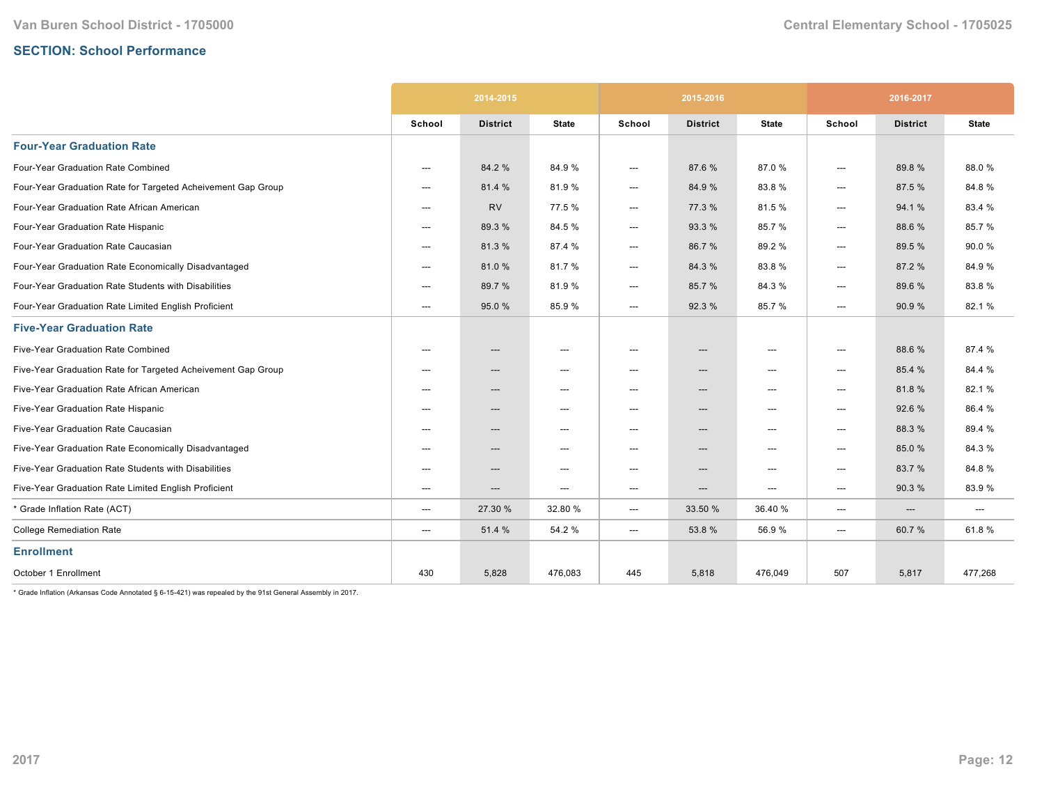## SECTION: School Performance

| | 2014-2015 | | | 2015-2016 | | | 2016-2017 | | |
|---|---|---|---|---|---|---|---|---|---|
| | School | District | State | School | District | State | School | District | State |
| **Four-Year Graduation Rate** | | | | | | | | | |
| Four-Year Graduation Rate Combined | --- | 84.2 % | 84.9 % | --- | 87.6 % | 87.0 % | --- | 89.8 % | 88.0 % |
| Four-Year Graduation Rate for Targeted Acheivement Gap Group | --- | 81.4 % | 81.9 % | --- | 84.9 % | 83.8 % | --- | 87.5 % | 84.8 % |
| Four-Year Graduation Rate African American | --- | RV | 77.5 % | --- | 77.3 % | 81.5 % | --- | 94.1 % | 83.4 % |
| Four-Year Graduation Rate Hispanic | --- | 89.3 % | 84.5 % | --- | 93.3 % | 85.7 % | --- | 88.6 % | 85.7 % |
| Four-Year Graduation Rate Caucasian | --- | 81.3 % | 87.4 % | --- | 86.7 % | 89.2 % | --- | 89.5 % | 90.0 % |
| Four-Year Graduation Rate Economically Disadvantaged | --- | 81.0 % | 81.7 % | --- | 84.3 % | 83.8 % | --- | 87.2 % | 84.9 % |
| Four-Year Graduation Rate Students with Disabilities | --- | 89.7 % | 81.9 % | --- | 85.7 % | 84.3 % | --- | 89.6 % | 83.8 % |
| Four-Year Graduation Rate Limited English Proficient | --- | 95.0 % | 85.9 % | --- | 92.3 % | 85.7 % | --- | 90.9 % | 82.1 % |
| **Five-Year Graduation Rate** | | | | | | | | | |
| Five-Year Graduation Rate Combined | --- | --- | --- | --- | --- | --- | --- | 88.6 % | 87.4 % |
| Five-Year Graduation Rate for Targeted Acheivement Gap Group | --- | --- | --- | --- | --- | --- | --- | 85.4 % | 84.4 % |
| Five-Year Graduation Rate African American | --- | --- | --- | --- | --- | --- | --- | 81.8 % | 82.1 % |
| Five-Year Graduation Rate Hispanic | --- | --- | --- | --- | --- | --- | --- | 92.6 % | 86.4 % |
| Five-Year Graduation Rate Caucasian | --- | --- | --- | --- | --- | --- | --- | 88.3 % | 89.4 % |
| Five-Year Graduation Rate Economically Disadvantaged | --- | --- | --- | --- | --- | --- | --- | 85.0 % | 84.3 % |
| Five-Year Graduation Rate Students with Disabilities | --- | --- | --- | --- | --- | --- | --- | 83.7 % | 84.8 % |
| Five-Year Graduation Rate Limited English Proficient | --- | --- | --- | --- | --- | --- | --- | 90.3 % | 83.9 % |
| * Grade Inflation Rate (ACT) | --- | 27.30 % | 32.80 % | --- | 33.50 % | 36.40 % | --- | --- | --- |
| College Remediation Rate | --- | 51.4 % | 54.2 % | --- | 53.8 % | 56.9 % | --- | 60.7 % | 61.8 % |
| **Enrollment** | | | | | | | | | |
| October 1 Enrollment | 430 | 5,828 | 476,083 | 445 | 5,818 | 476,049 | 507 | 5,817 | 477,268 |

* Grade Inflation (Arkansas Code Annotated § 6-15-421) was repealed by the 91st General Assembly in 2017.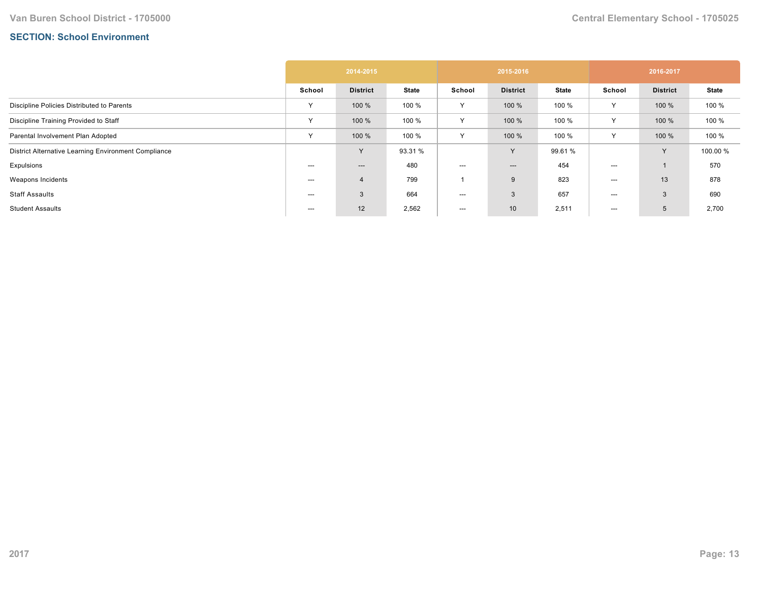## SECTION: School Environment

| | 2014-2015 | | | 2015-2016 | | | 2016-2017 | | |
|---|---|---|---|---|---|---|---|---|---|
| | School | District | State | School | District | State | School | District | State |
| Discipline Policies Distributed to Parents | Y | 100 % | 100 % | Y | 100 % | 100 % | Y | 100 % | 100 % |
| Discipline Training Provided to Staff | Y | 100 % | 100 % | Y | 100 % | 100 % | Y | 100 % | 100 % |
| Parental Involvement Plan Adopted | Y | 100 % | 100 % | Y | 100 % | 100 % | Y | 100 % | 100 % |
| District Alternative Learning Environment Compliance | | Y | 93.31 % | | Y | 99.61 % | | Y | 100.00 % |
| Expulsions | --- | --- | 480 | --- | --- | 454 | --- | 1 | 570 |
| Weapons Incidents | --- | 4 | 799 | 1 | 9 | 823 | --- | 13 | 878 |
| Staff Assaults | --- | 3 | 664 | --- | 3 | 657 | --- | 3 | 690 |
| Student Assaults | --- | 12 | 2,562 | --- | 10 | 2,511 | --- | 5 | 2,700 |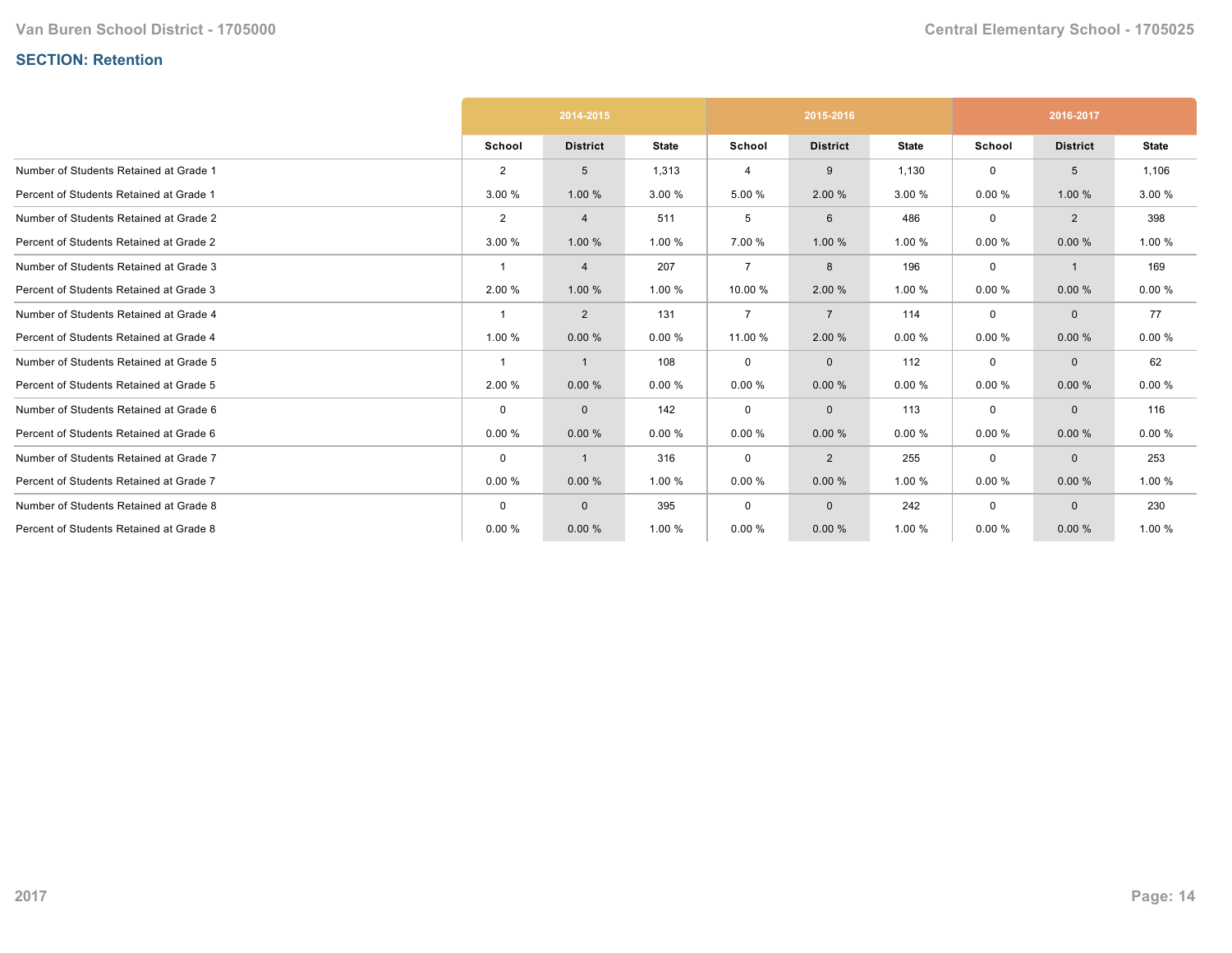## SECTION: Retention

| | 2014-2015 | | | 2015-2016 | | | 2016-2017 | | |
|---|---|---|---|---|---|---|---|---|---|
| | School | District | State | School | District | State | School | District | State |
| Number of Students Retained at Grade 1 | 2 | 5 | 1,313 | 4 | 9 | 1,130 | 0 | 5 | 1,106 |
| Percent of Students Retained at Grade 1 | 3.00 % | 1.00 % | 3.00 % | 5.00 % | 2.00 % | 3.00 % | 0.00 % | 1.00 % | 3.00 % |
| Number of Students Retained at Grade 2 | 2 | 4 | 511 | 5 | 6 | 486 | 0 | 2 | 398 |
| Percent of Students Retained at Grade 2 | 3.00 % | 1.00 % | 1.00 % | 7.00 % | 1.00 % | 1.00 % | 0.00 % | 0.00 % | 1.00 % |
| Number of Students Retained at Grade 3 | 1 | 4 | 207 | 7 | 8 | 196 | 0 | 1 | 169 |
| Percent of Students Retained at Grade 3 | 2.00 % | 1.00 % | 1.00 % | 10.00 % | 2.00 % | 1.00 % | 0.00 % | 0.00 % | 0.00 % |
| Number of Students Retained at Grade 4 | 1 | 2 | 131 | 7 | 7 | 114 | 0 | 0 | 77 |
| Percent of Students Retained at Grade 4 | 1.00 % | 0.00 % | 0.00 % | 11.00 % | 2.00 % | 0.00 % | 0.00 % | 0.00 % | 0.00 % |
| Number of Students Retained at Grade 5 | 1 | 1 | 108 | 0 | 0 | 112 | 0 | 0 | 62 |
| Percent of Students Retained at Grade 5 | 2.00 % | 0.00 % | 0.00 % | 0.00 % | 0.00 % | 0.00 % | 0.00 % | 0.00 % | 0.00 % |
| Number of Students Retained at Grade 6 | 0 | 0 | 142 | 0 | 0 | 113 | 0 | 0 | 116 |
| Percent of Students Retained at Grade 6 | 0.00 % | 0.00 % | 0.00 % | 0.00 % | 0.00 % | 0.00 % | 0.00 % | 0.00 % | 0.00 % |
| Number of Students Retained at Grade 7 | 0 | 1 | 316 | 0 | 2 | 255 | 0 | 0 | 253 |
| Percent of Students Retained at Grade 7 | 0.00 % | 0.00 % | 1.00 % | 0.00 % | 0.00 % | 1.00 % | 0.00 % | 0.00 % | 1.00 % |
| Number of Students Retained at Grade 8 | 0 | 0 | 395 | 0 | 0 | 242 | 0 | 0 | 230 |
| Percent of Students Retained at Grade 8 | 0.00 % | 0.00 % | 1.00 % | 0.00 % | 0.00 % | 1.00 % | 0.00 % | 0.00 % | 1.00 % |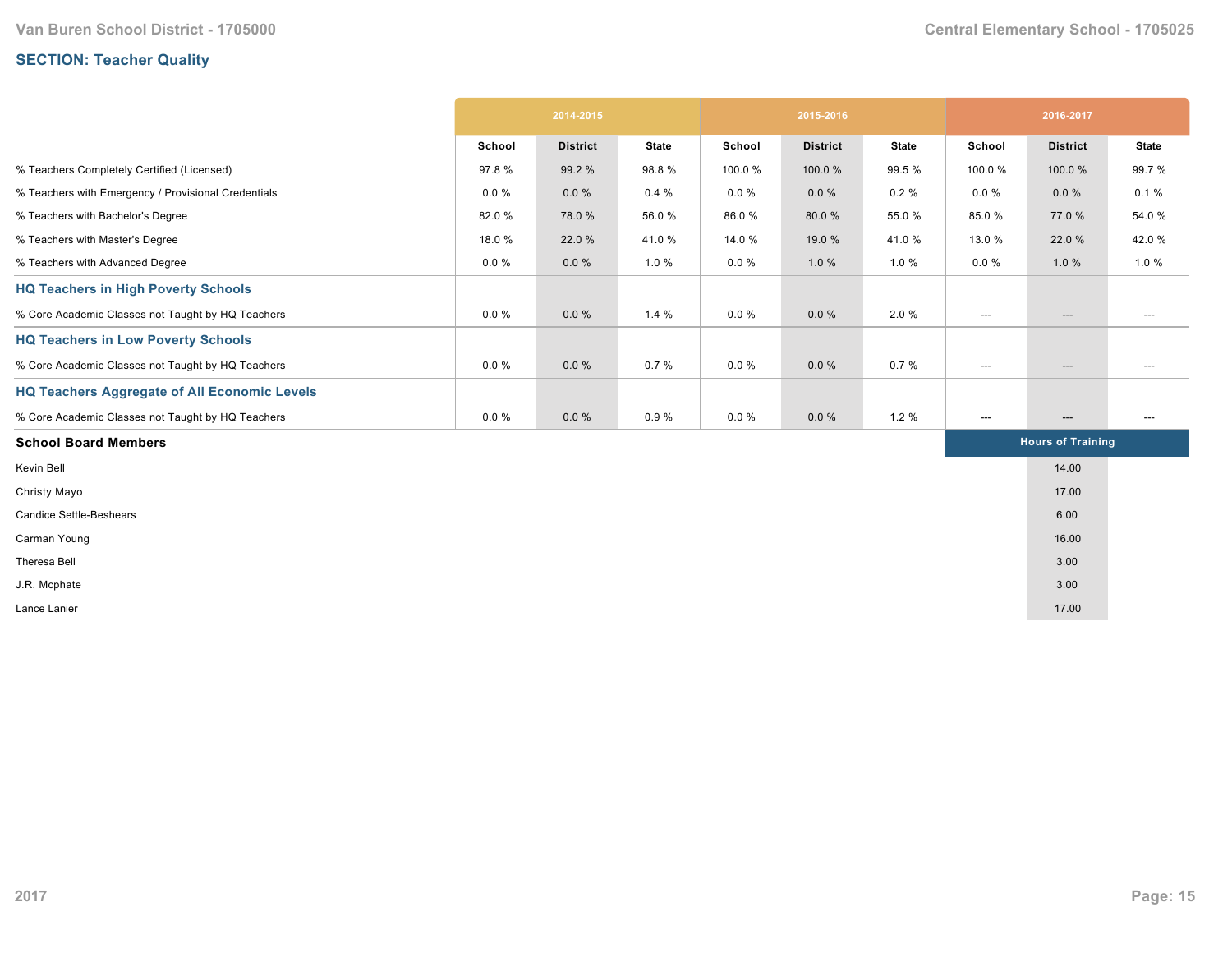## SECTION: Teacher Quality

| | 2014-2015 | | | 2015-2016 | | | 2016-2017 | | |
|---|---|---|---|---|---|---|---|---|---|
| | School | District | State | School | District | State | School | District | State |
| % Teachers Completely Certified (Licensed) | 97.8 % | 99.2 % | 98.8 % | 100.0 % | 100.0 % | 99.5 % | 100.0 % | 100.0 % | 99.7 % |
| % Teachers with Emergency / Provisional Credentials | 0.0 % | 0.0 % | 0.4 % | 0.0 % | 0.0 % | 0.2 % | 0.0 % | 0.0 % | 0.1 % |
| % Teachers with Bachelor's Degree | 82.0 % | 78.0 % | 56.0 % | 86.0 % | 80.0 % | 55.0 % | 85.0 % | 77.0 % | 54.0 % |
| % Teachers with Master's Degree | 18.0 % | 22.0 % | 41.0 % | 14.0 % | 19.0 % | 41.0 % | 13.0 % | 22.0 % | 42.0 % |
| % Teachers with Advanced Degree | 0.0 % | 0.0 % | 1.0 % | 0.0 % | 1.0 % | 1.0 % | 0.0 % | 1.0 % | 1.0 % |
| **HQ Teachers in High Poverty Schools** | | | | | | | | | |
| % Core Academic Classes not Taught by HQ Teachers | 0.0 % | 0.0 % | 1.4 % | 0.0 % | 0.0 % | 2.0 % | --- | --- | --- |
| **HQ Teachers in Low Poverty Schools** | | | | | | | | | |
| % Core Academic Classes not Taught by HQ Teachers | 0.0 % | 0.0 % | 0.7 % | 0.0 % | 0.0 % | 0.7 % | --- | --- | --- |
| **HQ Teachers Aggregate of All Economic Levels** | | | | | | | | | |
| % Core Academic Classes not Taught by HQ Teachers | 0.0 % | 0.0 % | 0.9 % | 0.0 % | 0.0 % | 1.2 % | --- | --- | --- |

| School Board Members | Hours of Training |
|---|---|
| Kevin Bell | 14.00 |
| Christy Mayo | 17.00 |
| Candice Settle-Beshears | 6.00 |
| Carman Young | 16.00 |
| Theresa Bell | 3.00 |
| J.R. Mcphate | 3.00 |
| Lance Lanier | 17.00 |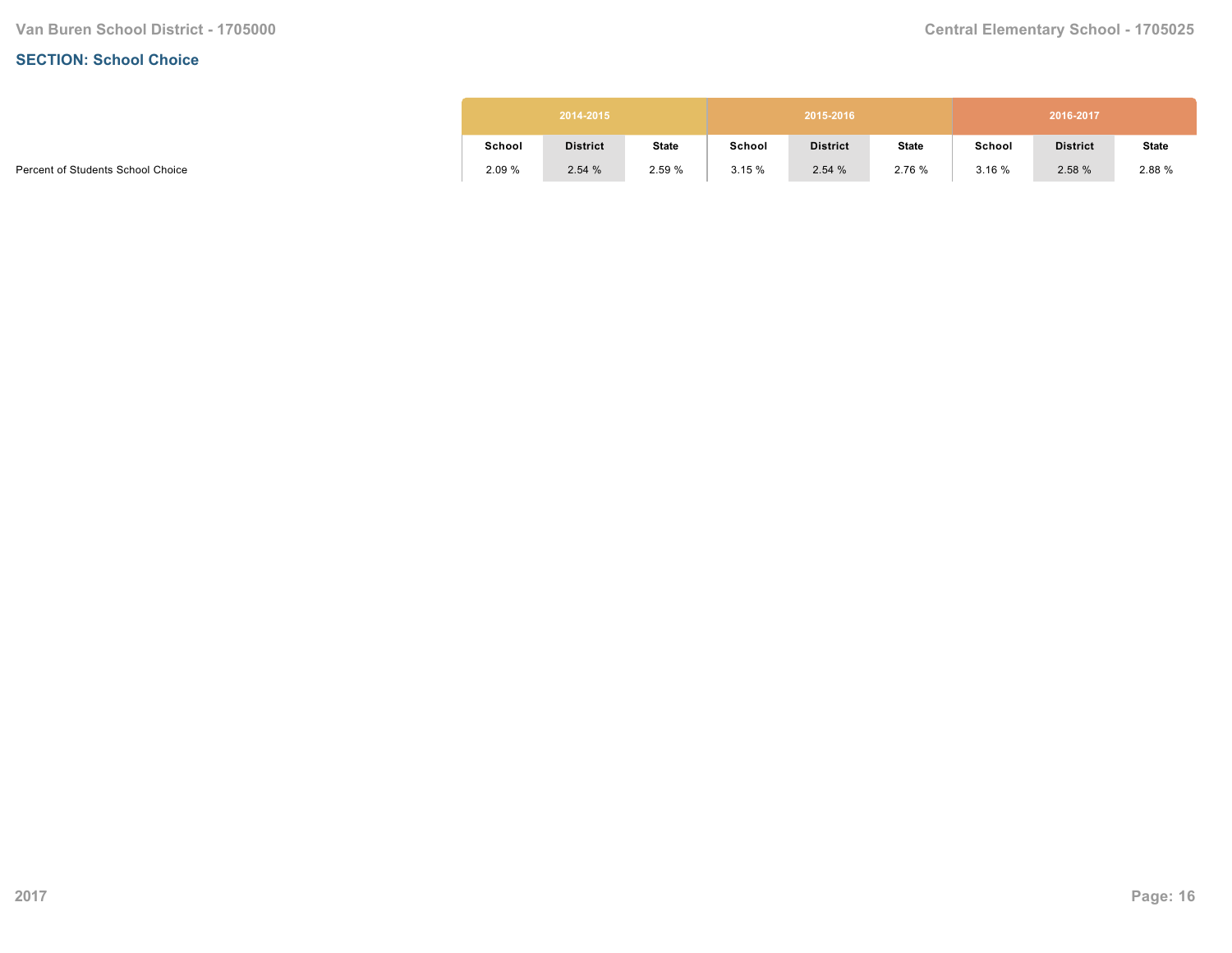## SECTION: School Choice

| | 2014-2015 | | | 2015-2016 | | | 2016-2017 | | |
|---|---|---|---|---|---|---|---|---|---|
| | School | District | State | School | District | State | School | District | State |
| Percent of Students School Choice | 2.09 % | 2.54 % | 2.59 % | 3.15 % | 2.54 % | 2.76 % | 3.16 % | 2.58 % | 2.88 % |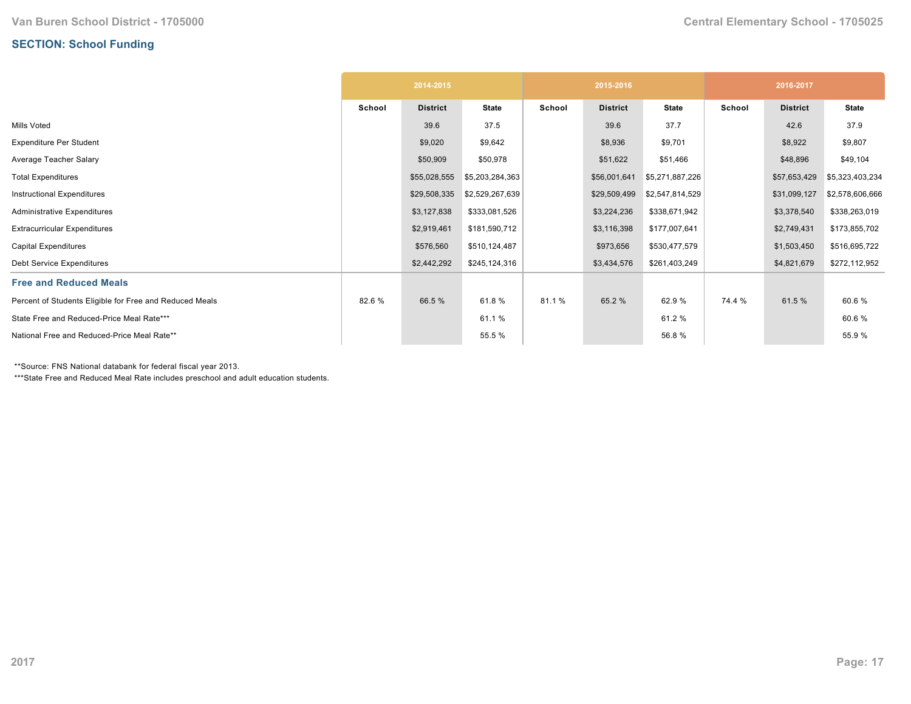## SECTION: School Funding

| | 2014-2015 | | | 2015-2016 | | | 2016-2017 | | |
|---|---|---|---|---|---|---|---|---|---|
| | School | District | State | School | District | State | School | District | State |
| Mills Voted | | 39.6 | 37.5 | | 39.6 | 37.7 | | 42.6 | 37.9 |
| Expenditure Per Student | | $9,020 | $9,642 | | $8,936 | $9,701 | | $8,922 | $9,807 |
| Average Teacher Salary | | $50,909 | $50,978 | | $51,622 | $51,466 | | $48,896 | $49,104 |
| Total Expenditures | | $55,028,555 | $5,203,284,363 | | $56,001,641 | $5,271,887,226 | | $57,653,429 | $5,323,403,234 |
| Instructional Expenditures | | $29,508,335 | $2,529,267,639 | | $29,509,499 | $2,547,814,529 | | $31,099,127 | $2,578,606,666 |
| Administrative Expenditures | | $3,127,838 | $333,081,526 | | $3,224,236 | $338,671,942 | | $3,378,540 | $338,263,019 |
| Extracurricular Expenditures | | $2,919,461 | $181,590,712 | | $3,116,398 | $177,007,641 | | $2,749,431 | $173,855,702 |
| Capital Expenditures | | $576,560 | $510,124,487 | | $973,656 | $530,477,579 | | $1,503,450 | $516,695,722 |
| Debt Service Expenditures | | $2,442,292 | $245,124,316 | | $3,434,576 | $261,403,249 | | $4,821,679 | $272,112,952 |
| **Free and Reduced Meals** | | | | | | | | | |
| Percent of Students Eligible for Free and Reduced Meals | 82.6 % | 66.5 % | 61.8 % | 81.1 % | 65.2 % | 62.9 % | 74.4 % | 61.5 % | 60.6 % |
| State Free and Reduced-Price Meal Rate*** | | | 61.1 % | | | 61.2 % | | | 60.6 % |
| National Free and Reduced-Price Meal Rate** | | | 55.5 % | | | 56.8 % | | | 55.9 % |

**Source: FNS National databank for federal fiscal year 2013.

***State Free and Reduced Meal Rate includes preschool and adult education students.